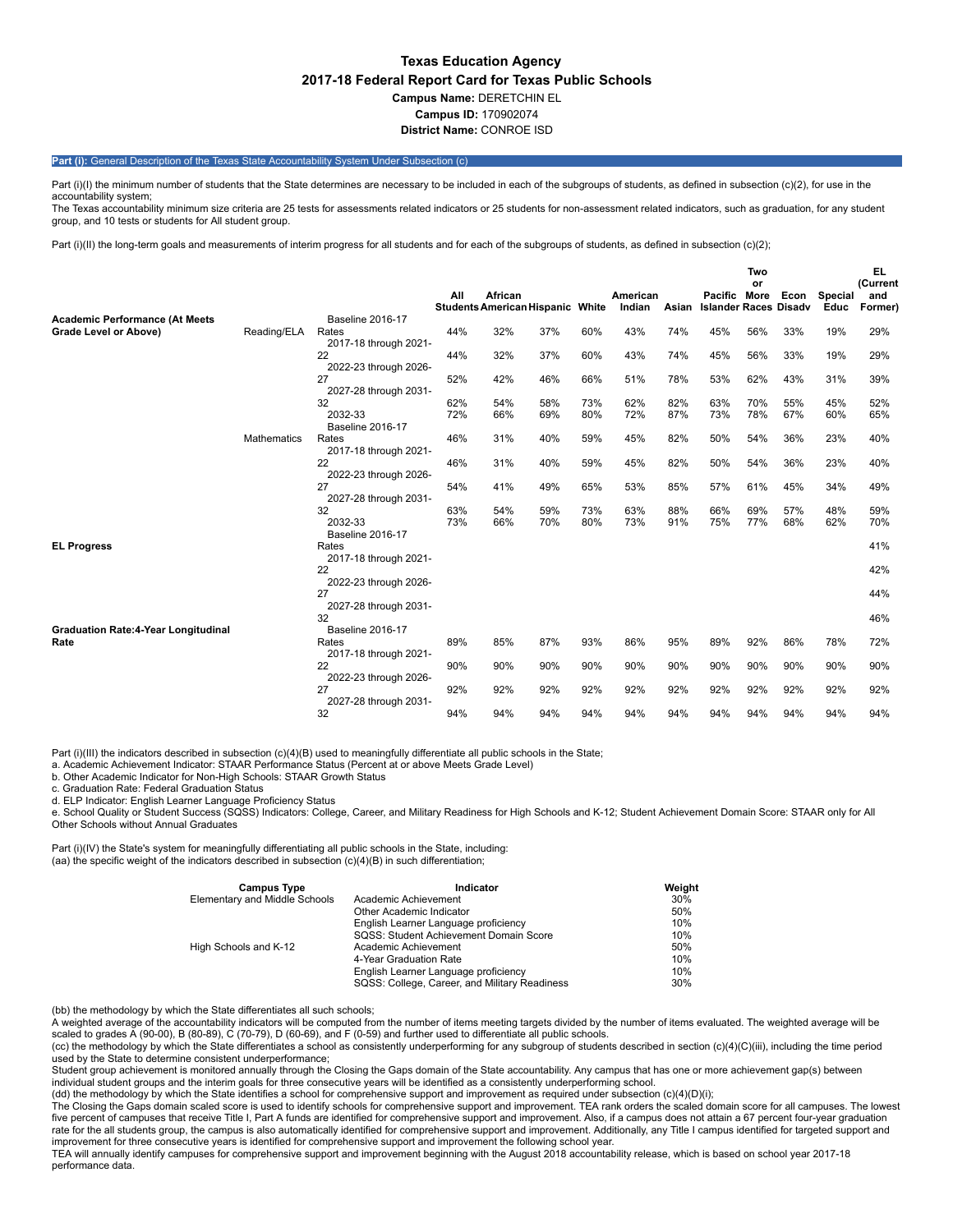# Texas Education Agency

## 2017-18 Federal Report Card for Texas Public Schools

**Campus Name:** DERETCHIN EL

**Campus ID:** 170902074

**District Name:** CONROE ISD

**Part (i):** General Description of the Texas State Accountability System Under Subsection (c)

Part (i)(I) the minimum number of students that the State determines are necessary to be included in each of the subgroups of students, as defined in subsection (c)(2), for use in the accountability system;

The Texas accountability minimum size criteria are 25 tests for assessments related indicators or 25 students for non-assessment related indicators, such as graduation, for any student group, and 10 tests or students for All student group.

Part (i)(II) the long-term goals and measurements of interim progress for all students and for each of the subgroups of students, as defined in subsection (c)(2);

| | | | All Students | African American | Hispanic | White | American Indian | Asian | Pacific Islander | Two or More Races | Econ Disadv | Special Educ | EL (Current and Former) |
|---|---|---|---|---|---|---|---|---|---|---|---|---|---|
| **Academic Performance (At Meets Grade Level or Above)** | Reading/ELA | Baseline 2016-17 Rates | 44% | 32% | 37% | 60% | 43% | 74% | 45% | 56% | 33% | 19% | 29% |
| | | 2017-18 through 2021-22 | 44% | 32% | 37% | 60% | 43% | 74% | 45% | 56% | 33% | 19% | 29% |
| | | 2022-23 through 2026-27 | 52% | 42% | 46% | 66% | 51% | 78% | 53% | 62% | 43% | 31% | 39% |
| | | 2027-28 through 2031-32 | 62% | 54% | 58% | 73% | 62% | 82% | 63% | 70% | 55% | 45% | 52% |
| | | 2032-33 | 72% | 66% | 69% | 80% | 72% | 87% | 73% | 78% | 67% | 60% | 65% |
| | Mathematics | Baseline 2016-17 Rates | 46% | 31% | 40% | 59% | 45% | 82% | 50% | 54% | 36% | 23% | 40% |
| | | 2017-18 through 2021-22 | 46% | 31% | 40% | 59% | 45% | 82% | 50% | 54% | 36% | 23% | 40% |
| | | 2022-23 through 2026-27 | 54% | 41% | 49% | 65% | 53% | 85% | 57% | 61% | 45% | 34% | 49% |
| | | 2027-28 through 2031-32 | 63% | 54% | 59% | 73% | 63% | 88% | 66% | 69% | 57% | 48% | 59% |
| | | 2032-33 | 73% | 66% | 70% | 80% | 73% | 91% | 75% | 77% | 68% | 62% | 70% |
| **EL Progress** | | Baseline 2016-17 Rates | | | | | | | | | | | 41% |
| | | 2017-18 through 2021-22 | | | | | | | | | | | 42% |
| | | 2022-23 through 2026-27 | | | | | | | | | | | 44% |
| | | 2027-28 through 2031-32 | | | | | | | | | | | 46% |
| **Graduation Rate:4-Year Longitudinal Rate** | | Baseline 2016-17 Rates | 89% | 85% | 87% | 93% | 86% | 95% | 89% | 92% | 86% | 78% | 72% |
| | | 2017-18 through 2021-22 | 90% | 90% | 90% | 90% | 90% | 90% | 90% | 90% | 90% | 90% | 90% |
| | | 2022-23 through 2026-27 | 92% | 92% | 92% | 92% | 92% | 92% | 92% | 92% | 92% | 92% | 92% |
| | | 2027-28 through 2031-32 | 94% | 94% | 94% | 94% | 94% | 94% | 94% | 94% | 94% | 94% | 94% |

Part (i)(III) the indicators described in subsection (c)(4)(B) used to meaningfully differentiate all public schools in the State;

a. Academic Achievement Indicator: STAAR Performance Status (Percent at or above Meets Grade Level)
b. Other Academic Indicator for Non-High Schools: STAAR Growth Status
c. Graduation Rate: Federal Graduation Status
d. ELP Indicator: English Learner Language Proficiency Status
e. School Quality or Student Success (SQSS) Indicators: College, Career, and Military Readiness for High Schools and K-12; Student Achievement Domain Score: STAAR only for All Other Schools without Annual Graduates

Part (i)(IV) the State's system for meaningfully differentiating all public schools in the State, including:
(aa) the specific weight of the indicators described in subsection (c)(4)(B) in such differentiation;

| Campus Type | Indicator | Weight |
|---|---|---|
| Elementary and Middle Schools | Academic Achievement | 30% |
| | Other Academic Indicator | 50% |
| | English Learner Language proficiency | 10% |
| | SQSS: Student Achievement Domain Score | 10% |
| High Schools and K-12 | Academic Achievement | 50% |
| | 4-Year Graduation Rate | 10% |
| | English Learner Language proficiency | 10% |
| | SQSS: College, Career, and Military Readiness | 30% |

(bb) the methodology by which the State differentiates all such schools;

A weighted average of the accountability indicators will be computed from the number of items meeting targets divided by the number of items evaluated. The weighted average will be scaled to grades A (90-00), B (80-89), C (70-79), D (60-69), and F (0-59) and further used to differentiate all public schools.

(cc) the methodology by which the State differentiates a school as consistently underperforming for any subgroup of students described in section (c)(4)(C)(iii), including the time period used by the State to determine consistent underperformance;

Student group achievement is monitored annually through the Closing the Gaps domain of the State accountability. Any campus that has one or more achievement gap(s) between individual student groups and the interim goals for three consecutive years will be identified as a consistently underperforming school.

(dd) the methodology by which the State identifies a school for comprehensive support and improvement as required under subsection (c)(4)(D)(i);

The Closing the Gaps domain scaled score is used to identify schools for comprehensive support and improvement. TEA rank orders the scaled domain score for all campuses. The lowest five percent of campuses that receive Title I, Part A funds are identified for comprehensive support and improvement. Also, if a campus does not attain a 67 percent four-year graduation rate for the all students group, the campus is also automatically identified for comprehensive support and improvement. Additionally, any Title I campus identified for targeted support and improvement for three consecutive years is identified for comprehensive support and improvement the following school year.

TEA will annually identify campuses for comprehensive support and improvement beginning with the August 2018 accountability release, which is based on school year 2017-18 performance data.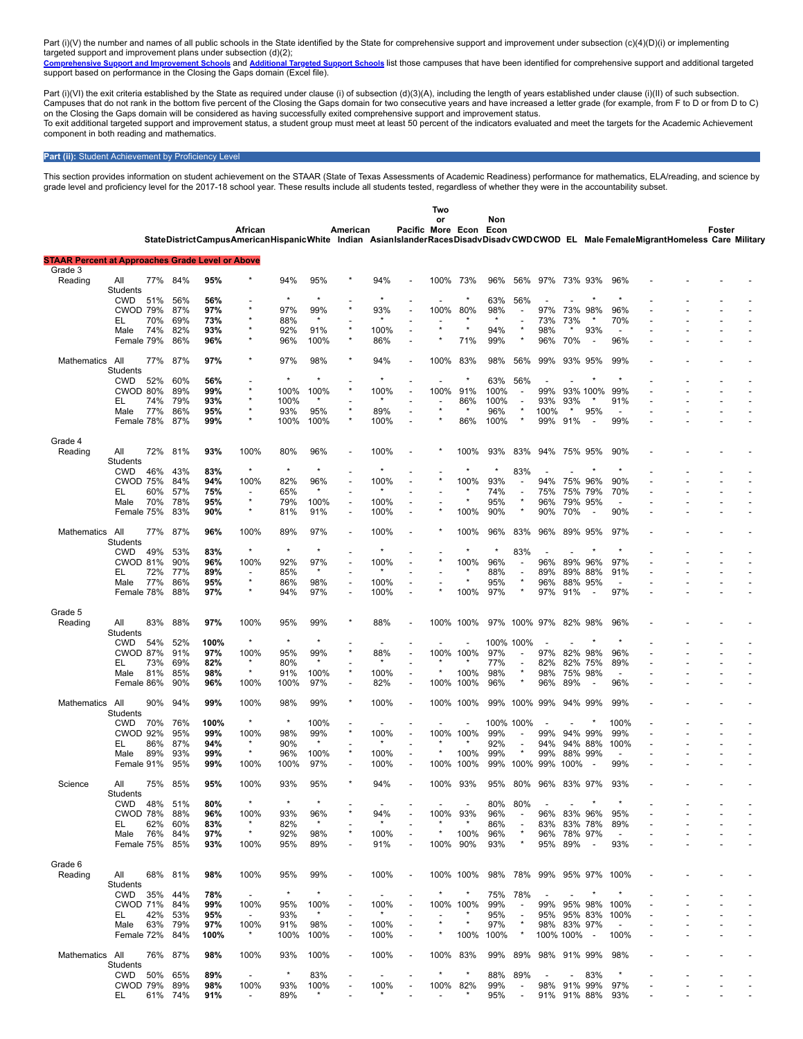Part (i)(V) the number and names of all public schools in the State identified by the State for comprehensive support and improvement under subsection (c)(4)(D)(i) or implementing targeted support and improvement plans under subsection (d)(2);
**Comprehensive Support and Improvement Schools** and **Additional Targeted Support Schools** list those campuses that have been identified for comprehensive support and additional targeted support based on performance in the Closing the Gaps domain (Excel file).

Part (i)(VI) the exit criteria established by the State as required under clause (i) of subsection (d)(3)(A), including the length of years established under clause (i)(II) of such subsection. Campuses that do not rank in the bottom five percent of the Closing the Gaps domain for two consecutive years and have increased a letter grade (for example, from F to D or from D to C) on the Closing the Gaps domain will be considered as having successfully exited comprehensive support and improvement status.
To exit additional targeted support and improvement status, a student group must meet at least 50 percent of the indicators evaluated and meet the targets for the Academic Achievement component in both reading and mathematics.

## Part (ii): Student Achievement by Proficiency Level

This section provides information on student achievement on the STAAR (State of Texas Assessments of Academic Readiness) performance for mathematics, ELA/reading, and science by grade level and proficiency level for the 2017-18 school year. These results include all students tested, regardless of whether they were in the accountability subset.

| | | State | District | Campus | African American | Hispanic | White | American Indian | Asian | Pacific Islander | Two or More Races | Econ Disadv | Non Econ Disadv | CWD | CWOD | EL | Male | Female | Migrant | Homeless | Foster Care | Military |
|---|---|---|---|---|---|---|---|---|---|---|---|---|---|---|---|---|---|---|---|---|---|---|
| **STAAR Percent at Approaches Grade Level or Above** | | | | | | | | | | | | | | | | | | | | | | |
| Grade 3 | | | | | | | | | | | | | | | | | | | | | | |
| Reading | All Students | 77% | 84% | **95%** | * | 94% | 95% | * | 94% | - | 100% | 73% | 96% | 56% | 97% | 73% | 93% | 96% | - | - | - | - |
| | CWD | 51% | 56% | **56%** | - | * | * | - | * | - | - | * | 63% | 56% | - | - | * | * | - | - | - | - |
| | CWOD | 79% | 87% | **97%** | * | 97% | 99% | * | 93% | - | 100% | 80% | 98% | - | 97% | 73% | 98% | 96% | - | - | - | - |
| | EL | 70% | 69% | **73%** | * | 88% | * | - | * | - | - | * | * | - | 73% | 73% | * | 70% | - | - | - | - |
| | Male | 74% | 82% | **93%** | * | 92% | 91% | * | 100% | - | * | * | 94% | * | 98% | * | 93% | - | - | - | - | - |
| | Female | 79% | 86% | **96%** | * | 96% | 100% | * | 86% | - | * | 71% | 99% | * | 96% | 70% | - | 96% | - | - | - | - |
| Mathematics | All Students | 77% | 87% | **97%** | * | 97% | 98% | * | 94% | - | 100% | 83% | 98% | 56% | 99% | 93% | 95% | 99% | - | - | - | - |
| | CWD | 52% | 60% | **56%** | - | * | * | - | * | - | - | * | 63% | 56% | - | - | * | * | - | - | - | - |
| | CWOD | 80% | 89% | **99%** | * | 100% | 100% | * | 100% | - | 100% | 91% | 100% | - | 99% | 93% | 100% | 99% | - | - | - | - |
| | EL | 74% | 79% | **93%** | * | 100% | * | - | * | - | - | 86% | 100% | - | 93% | 93% | * | 91% | - | - | - | - |
| | Male | 77% | 86% | **95%** | * | 93% | 95% | * | 89% | - | * | * | 96% | * | 100% | * | 95% | - | - | - | - | - |
| | Female | 78% | 87% | **99%** | * | 100% | 100% | * | 100% | - | * | 86% | 100% | * | 99% | 91% | - | 99% | - | - | - | - |
| Grade 4 | | | | | | | | | | | | | | | | | | | | | | |
| Reading | All Students | 72% | 81% | **93%** | 100% | 80% | 96% | - | 100% | - | * | 100% | 93% | 83% | 94% | 75% | 95% | 90% | - | - | - | - |
| | CWD | 46% | 43% | **83%** | * | * | * | - | * | - | - | * | * | 83% | - | - | * | * | - | - | - | - |
| | CWOD | 75% | 84% | **94%** | 100% | 82% | 96% | - | 100% | - | * | 100% | 93% | - | 94% | 75% | 96% | 90% | - | - | - | - |
| | EL | 60% | 57% | **75%** | - | 65% | * | - | * | - | - | * | 74% | - | 75% | 75% | 79% | 70% | - | - | - | - |
| | Male | 70% | 78% | **95%** | * | 79% | 100% | - | 100% | - | - | * | 95% | * | 96% | 79% | 95% | - | - | - | - | - |
| | Female | 75% | 83% | **90%** | * | 81% | 91% | - | 100% | - | * | 100% | 90% | * | 90% | 70% | - | 90% | - | - | - | - |
| Mathematics | All Students | 77% | 87% | **96%** | 100% | 89% | 97% | - | 100% | - | * | 100% | 96% | 83% | 96% | 89% | 95% | 97% | - | - | - | - |
| | CWD | 49% | 53% | **83%** | * | * | * | - | * | - | - | * | * | 83% | - | - | * | * | - | - | - | - |
| | CWOD | 81% | 90% | **96%** | 100% | 92% | 97% | - | 100% | - | * | 100% | 96% | - | 96% | 89% | 96% | 97% | - | - | - | - |
| | EL | 72% | 77% | **89%** | - | 85% | * | - | * | - | - | * | 88% | - | 89% | 89% | 88% | 91% | - | - | - | - |
| | Male | 77% | 86% | **95%** | * | 86% | 98% | - | 100% | - | - | * | 95% | * | 96% | 88% | 95% | - | - | - | - | - |
| | Female | 78% | 88% | **97%** | * | 94% | 97% | - | 100% | - | * | 100% | 97% | * | 97% | 91% | - | 97% | - | - | - | - |
| Grade 5 | | | | | | | | | | | | | | | | | | | | | | |
| Reading | All Students | 83% | 88% | **97%** | 100% | 95% | 99% | * | 88% | - | 100% | 100% | 97% | 100% | 97% | 82% | 98% | 96% | - | - | - | - |
| | CWD | 54% | 52% | **100%** | * | * | * | - | - | - | - | - | 100% | 100% | - | - | * | * | - | - | - | - |
| | CWOD | 87% | 91% | **97%** | 100% | 95% | 99% | * | 88% | - | 100% | 100% | 97% | - | 97% | 82% | 98% | 96% | - | - | - | - |
| | EL | 73% | 69% | **82%** | * | 80% | * | - | * | - | * | * | 77% | - | 82% | 82% | 75% | 89% | - | - | - | - |
| | Male | 81% | 85% | **98%** | * | 91% | 100% | * | 100% | - | * | 100% | 98% | * | 98% | 75% | 98% | - | - | - | - | - |
| | Female | 86% | 90% | **96%** | 100% | 100% | 97% | - | 82% | - | 100% | 100% | 96% | * | 96% | 89% | - | 96% | - | - | - | - |
| Mathematics | All Students | 90% | 94% | **99%** | 100% | 98% | 99% | * | 100% | - | 100% | 100% | 99% | 100% | 99% | 94% | 99% | 99% | - | - | - | - |
| | CWD | 70% | 76% | **100%** | * | * | 100% | - | - | - | - | - | 100% | 100% | - | - | * | 100% | - | - | - | - |
| | CWOD | 92% | 95% | **99%** | 100% | 98% | 99% | * | 100% | - | 100% | 100% | 99% | - | 99% | 94% | 99% | 99% | - | - | - | - |
| | EL | 86% | 87% | **94%** | * | 90% | * | - | * | - | * | * | 92% | - | 94% | 94% | 88% | 100% | - | - | - | - |
| | Male | 89% | 93% | **99%** | * | 96% | 100% | * | 100% | - | * | 100% | 99% | * | 99% | 88% | 99% | - | - | - | - | - |
| | Female | 91% | 95% | **99%** | 100% | 100% | 97% | - | 100% | - | 100% | 100% | 99% | 100% | 99% | 100% | - | 99% | - | - | - | - |
| Science | All Students | 75% | 85% | **95%** | 100% | 93% | 95% | * | 94% | - | 100% | 93% | 95% | 80% | 96% | 83% | 97% | 93% | - | - | - | - |
| | CWD | 48% | 51% | **80%** | * | * | * | - | - | - | - | - | 80% | 80% | - | - | * | * | - | - | - | - |
| | CWOD | 78% | 88% | **96%** | 100% | 93% | 96% | * | 94% | - | 100% | 93% | 96% | - | 96% | 83% | 96% | 95% | - | - | - | - |
| | EL | 62% | 60% | **83%** | * | 82% | * | - | * | - | * | * | 86% | - | 83% | 83% | 78% | 89% | - | - | - | - |
| | Male | 76% | 84% | **97%** | * | 92% | 98% | * | 100% | - | * | 100% | 96% | * | 96% | 78% | 97% | - | - | - | - | - |
| | Female | 75% | 85% | **93%** | 100% | 95% | 89% | - | 91% | - | 100% | 90% | 93% | * | 95% | 89% | - | 93% | - | - | - | - |
| Grade 6 | | | | | | | | | | | | | | | | | | | | | | |
| Reading | All Students | 68% | 81% | **98%** | 100% | 95% | 99% | - | 100% | - | 100% | 100% | 98% | 78% | 99% | 95% | 97% | 100% | - | - | - | - |
| | CWD | 35% | 44% | **78%** | - | * | * | - | - | - | * | * | 75% | 78% | - | - | * | * | - | - | - | - |
| | CWOD | 71% | 84% | **99%** | 100% | 95% | 100% | - | 100% | - | 100% | 100% | 99% | - | 99% | 95% | 98% | 100% | - | - | - | - |
| | EL | 42% | 53% | **95%** | - | 93% | * | - | * | - | - | * | 95% | - | 95% | 95% | 83% | 100% | - | - | - | - |
| | Male | 63% | 79% | **97%** | 100% | 91% | 98% | - | 100% | - | * | * | 97% | * | 98% | 83% | 97% | - | - | - | - | - |
| | Female | 72% | 84% | **100%** | * | 100% | 100% | - | 100% | - | * | 100% | 100% | * | 100% | 100% | - | 100% | - | - | - | - |
| Mathematics | All Students | 76% | 87% | **98%** | 100% | 93% | 100% | - | 100% | - | 100% | 83% | 99% | 89% | 98% | 91% | 99% | 98% | - | - | - | - |
| | CWD | 50% | 65% | **89%** | - | * | 83% | - | - | - | * | * | 88% | 89% | - | - | 83% | * | - | - | - | - |
| | CWOD | 79% | 89% | **98%** | 100% | 93% | 100% | - | 100% | - | 100% | 82% | 99% | - | 98% | 91% | 99% | 97% | - | - | - | - |
| | EL | 61% | 74% | **91%** | - | 89% | * | - | * | - | - | * | 95% | - | 91% | 91% | 88% | 93% | - | - | - | - |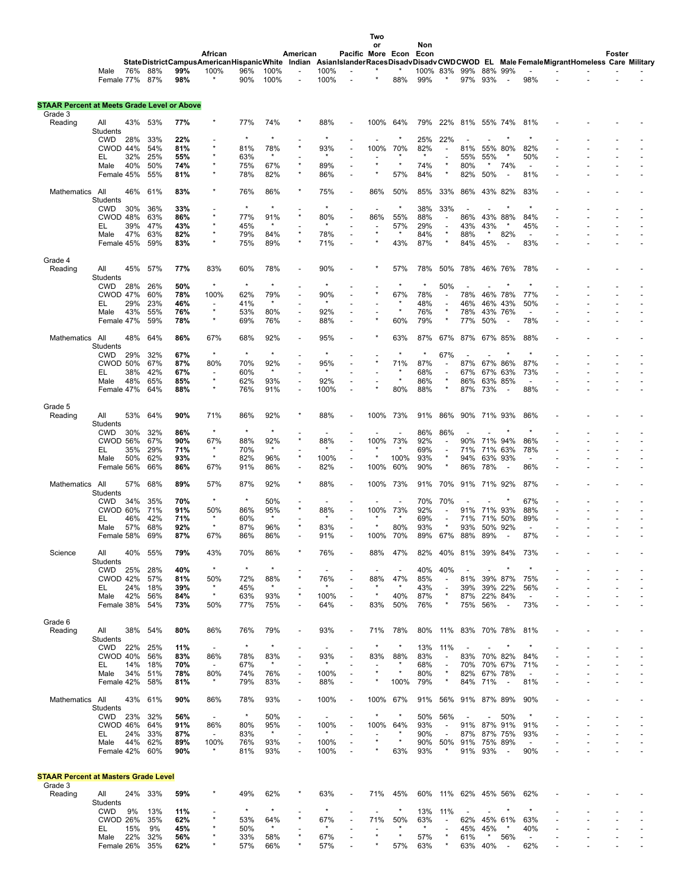| | | State | District | Campus | African American | Hispanic | White | American Indian | Asian | Pacific Islander | Two or More Races | Econ Disadv | Non Econ Disadv | CWD | CWOD | EL | Male | Female | Migrant | Homeless | Foster Care | Military |
|---|---|---|---|---|---|---|---|---|---|---|---|---|---|---|---|---|---|---|---|---|---|---|
| | Male | 76% | 88% | **99%** | 100% | 96% | 100% | - | 100% | - | * | * | 100% | 83% | 99% | 88% | 99% | - | - | - | - | - |
| | Female | 77% | 87% | **98%** | * | 90% | 100% | - | 100% | - | * | 88% | 99% | * | 97% | 93% | - | 98% | - | - | - | - |

**STAAR Percent at Meets Grade Level or Above**

| | | State | District | Campus | African American | Hispanic | White | American Indian | Asian | Pacific Islander | Two or More Races | Econ Disadv | Non Econ Disadv | CWD | CWOD | EL | Male | Female | Migrant | Homeless | Foster Care | Military |
|---|---|---|---|---|---|---|---|---|---|---|---|---|---|---|---|---|---|---|---|---|---|---|
| **Grade 3** | | | | | | | | | | | | | | | | | | | | | | |
| Reading | All Students | 43% | 53% | **77%** | * | 77% | 74% | * | 88% | - | 100% | 64% | 79% | 22% | 81% | 55% | 74% | 81% | - | - | - | - |
| | CWD | 28% | 33% | **22%** | - | * | * | - | * | - | - | * | 25% | 22% | - | - | * | * | - | - | - | - |
| | CWOD | 44% | 54% | **81%** | * | 81% | 78% | * | 93% | - | 100% | 70% | 82% | - | 81% | 55% | 80% | 82% | - | - | - | - |
| | EL | 32% | 25% | **55%** | * | 63% | * | - | * | - | - | * | * | - | 55% | 55% | * | 50% | - | - | - | - |
| | Male | 40% | 50% | **74%** | * | 75% | 67% | * | 89% | - | * | * | 74% | * | 80% | * | 74% | - | - | - | - | - |
| | Female | 45% | 55% | **81%** | * | 78% | 82% | * | 86% | - | * | 57% | 84% | * | 82% | 50% | - | 81% | - | - | - | - |
| Mathematics | All Students | 46% | 61% | **83%** | * | 76% | 86% | * | 75% | - | 86% | 50% | 85% | 33% | 86% | 43% | 82% | 83% | - | - | - | - |
| | CWD | 30% | 36% | **33%** | - | * | * | - | * | - | - | * | 38% | 33% | - | - | * | * | - | - | - | - |
| | CWOD | 48% | 63% | **86%** | * | 77% | 91% | * | 80% | - | 86% | 55% | 88% | - | 86% | 43% | 88% | 84% | - | - | - | - |
| | EL | 39% | 47% | **43%** | * | 45% | * | - | * | - | - | 57% | 29% | - | 43% | 43% | * | 45% | - | - | - | - |
| | Male | 47% | 63% | **82%** | * | 79% | 84% | * | 78% | - | * | * | 84% | * | 88% | * | 82% | - | - | - | - | - |
| | Female | 45% | 59% | **83%** | * | 75% | 89% | * | 71% | - | * | 43% | 87% | * | 84% | 45% | - | 83% | - | - | - | - |
| **Grade 4** | | | | | | | | | | | | | | | | | | | | | | |
| Reading | All Students | 45% | 57% | **77%** | 83% | 60% | 78% | - | 90% | - | * | 57% | 78% | 50% | 78% | 46% | 76% | 78% | - | - | - | - |
| | CWD | 28% | 26% | **50%** | * | * | * | - | * | - | - | * | * | 50% | - | - | * | * | - | - | - | - |
| | CWOD | 47% | 60% | **78%** | 100% | 62% | 79% | - | 90% | - | * | 67% | 78% | - | 78% | 46% | 78% | 77% | - | - | - | - |
| | EL | 29% | 23% | **46%** | - | 41% | * | - | * | - | - | * | 48% | - | 46% | 46% | 43% | 50% | - | - | - | - |
| | Male | 43% | 55% | **76%** | * | 53% | 80% | - | 92% | - | - | * | 76% | * | 78% | 43% | 76% | - | - | - | - | - |
| | Female | 47% | 59% | **78%** | * | 69% | 76% | - | 88% | - | * | 60% | 79% | * | 77% | 50% | - | 78% | - | - | - | - |
| Mathematics | All Students | 48% | 64% | **86%** | 67% | 68% | 92% | - | 95% | - | * | 63% | 87% | 67% | 87% | 67% | 85% | 88% | - | - | - | - |
| | CWD | 29% | 32% | **67%** | * | * | * | - | * | - | - | * | * | 67% | - | - | * | * | - | - | - | - |
| | CWOD | 50% | 67% | **87%** | 80% | 70% | 92% | - | 95% | - | * | 71% | 87% | - | 87% | 67% | 86% | 87% | - | - | - | - |
| | EL | 38% | 42% | **67%** | - | 60% | * | - | * | - | - | * | 68% | - | 67% | 67% | 63% | 73% | - | - | - | - |
| | Male | 48% | 65% | **85%** | * | 62% | 93% | - | 92% | - | - | * | 86% | * | 86% | 63% | 85% | - | - | - | - | - |
| | Female | 47% | 64% | **88%** | * | 76% | 91% | - | 100% | - | * | 80% | 88% | * | 87% | 73% | - | 88% | - | - | - | - |
| **Grade 5** | | | | | | | | | | | | | | | | | | | | | | |
| Reading | All Students | 53% | 64% | **90%** | 71% | 86% | 92% | * | 88% | - | 100% | 73% | 91% | 86% | 90% | 71% | 93% | 86% | - | - | - | - |
| | CWD | 30% | 32% | **86%** | * | * | * | - | - | - | - | - | 86% | 86% | - | - | * | * | - | - | - | - |
| | CWOD | 56% | 67% | **90%** | 67% | 88% | 92% | * | 88% | - | 100% | 73% | 92% | - | 90% | 71% | 94% | 86% | - | - | - | - |
| | EL | 35% | 29% | **71%** | * | 70% | * | - | * | - | * | * | 69% | - | 71% | 71% | 63% | 78% | - | - | - | - |
| | Male | 50% | 62% | **93%** | * | 82% | 96% | * | 100% | - | * | 100% | 93% | * | 94% | 63% | 93% | - | - | - | - | - |
| | Female | 56% | 66% | **86%** | 67% | 91% | 86% | - | 82% | - | 100% | 60% | 90% | * | 86% | 78% | - | 86% | - | - | - | - |
| Mathematics | All Students | 57% | 68% | **89%** | 57% | 87% | 92% | * | 88% | - | 100% | 73% | 91% | 70% | 91% | 71% | 92% | 87% | - | - | - | - |
| | CWD | 34% | 35% | **70%** | * | * | 50% | - | - | - | - | - | 70% | 70% | - | - | * | 67% | - | - | - | - |
| | CWOD | 60% | 71% | **91%** | 50% | 86% | 95% | * | 88% | - | 100% | 73% | 92% | - | 91% | 71% | 93% | 88% | - | - | - | - |
| | EL | 46% | 42% | **71%** | * | 60% | * | - | * | - | * | * | 69% | - | 71% | 71% | 50% | 89% | - | - | - | - |
| | Male | 57% | 68% | **92%** | * | 87% | 96% | * | 83% | - | * | 80% | 93% | * | 93% | 50% | 92% | - | - | - | - | - |
| | Female | 58% | 69% | **87%** | 67% | 86% | 86% | - | 91% | - | 100% | 70% | 89% | 67% | 88% | 89% | - | 87% | - | - | - | - |
| Science | All Students | 40% | 55% | **79%** | 43% | 70% | 86% | * | 76% | - | 88% | 47% | 82% | 40% | 81% | 39% | 84% | 73% | - | - | - | - |
| | CWD | 25% | 28% | **40%** | * | * | * | - | - | - | - | - | 40% | 40% | - | - | * | * | - | - | - | - |
| | CWOD | 42% | 57% | **81%** | 50% | 72% | 88% | * | 76% | - | 88% | 47% | 85% | - | 81% | 39% | 87% | 75% | - | - | - | - |
| | EL | 24% | 18% | **39%** | * | 45% | * | - | * | - | * | * | 43% | - | 39% | 39% | 22% | 56% | - | - | - | - |
| | Male | 42% | 56% | **84%** | * | 63% | 93% | * | 100% | - | * | 40% | 87% | * | 87% | 22% | 84% | - | - | - | - | - |
| | Female | 38% | 54% | **73%** | 50% | 77% | 75% | - | 64% | - | 83% | 50% | 76% | * | 75% | 56% | - | 73% | - | - | - | - |
| **Grade 6** | | | | | | | | | | | | | | | | | | | | | | |
| Reading | All Students | 38% | 54% | **80%** | 86% | 76% | 79% | - | 93% | - | 71% | 78% | 80% | 11% | 83% | 70% | 78% | 81% | - | - | - | - |
| | CWD | 22% | 25% | **11%** | - | * | * | - | - | - | * | * | 13% | 11% | - | - | * | * | - | - | - | - |
| | CWOD | 40% | 56% | **83%** | 86% | 78% | 83% | - | 93% | - | 83% | 88% | 83% | - | 83% | 70% | 82% | 84% | - | - | - | - |
| | EL | 14% | 18% | **70%** | - | 67% | * | - | * | - | - | * | 68% | - | 70% | 70% | 67% | 71% | - | - | - | - |
| | Male | 34% | 51% | **78%** | 80% | 74% | 76% | - | 100% | - | * | * | 80% | * | 82% | 67% | 78% | - | - | - | - | - |
| | Female | 42% | 58% | **81%** | * | 79% | 83% | - | 88% | - | * | 100% | 79% | * | 84% | 71% | - | 81% | - | - | - | - |
| Mathematics | All Students | 43% | 61% | **90%** | 86% | 78% | 93% | - | 100% | - | 100% | 67% | 91% | 56% | 91% | 87% | 89% | 90% | - | - | - | - |
| | CWD | 23% | 32% | **56%** | - | * | 50% | - | - | - | * | * | 50% | 56% | - | - | 50% | * | - | - | - | - |
| | CWOD | 46% | 64% | **91%** | 86% | 80% | 95% | - | 100% | - | 100% | 64% | 93% | - | 91% | 87% | 91% | 91% | - | - | - | - |
| | EL | 24% | 33% | **87%** | - | 83% | * | - | * | - | - | * | 90% | - | 87% | 87% | 75% | 93% | - | - | - | - |
| | Male | 44% | 62% | **89%** | 100% | 76% | 93% | - | 100% | - | * | * | 90% | 50% | 91% | 75% | 89% | - | - | - | - | - |
| | Female | 42% | 60% | **90%** | * | 81% | 93% | - | 100% | - | * | 63% | 93% | * | 91% | 93% | - | 90% | - | - | - | - |

**STAAR Percent at Masters Grade Level**

| | | State | District | Campus | African American | Hispanic | White | American Indian | Asian | Pacific Islander | Two or More Races | Econ Disadv | Non Econ Disadv | CWD | CWOD | EL | Male | Female | Migrant | Homeless | Foster Care | Military |
|---|---|---|---|---|---|---|---|---|---|---|---|---|---|---|---|---|---|---|---|---|---|---|
| **Grade 3** | | | | | | | | | | | | | | | | | | | | | | |
| Reading | All Students | 24% | 33% | **59%** | * | 49% | 62% | * | 63% | - | 71% | 45% | 60% | 11% | 62% | 45% | 56% | 62% | - | - | - | - |
| | CWD | 9% | 13% | **11%** | - | * | * | - | * | - | - | * | 13% | 11% | - | - | * | * | - | - | - | - |
| | CWOD | 26% | 35% | **62%** | * | 53% | 64% | * | 67% | - | 71% | 50% | 63% | - | 62% | 45% | 61% | 63% | - | - | - | - |
| | EL | 15% | 9% | **45%** | * | 50% | * | - | * | - | - | * | * | - | 45% | 45% | * | 40% | - | - | - | - |
| | Male | 22% | 32% | **56%** | * | 33% | 58% | * | 67% | - | * | * | 57% | * | 61% | * | 56% | - | - | - | - | - |
| | Female | 26% | 35% | **62%** | * | 57% | 66% | * | 57% | - | * | 57% | 63% | * | 63% | 40% | - | 62% | - | - | - | - |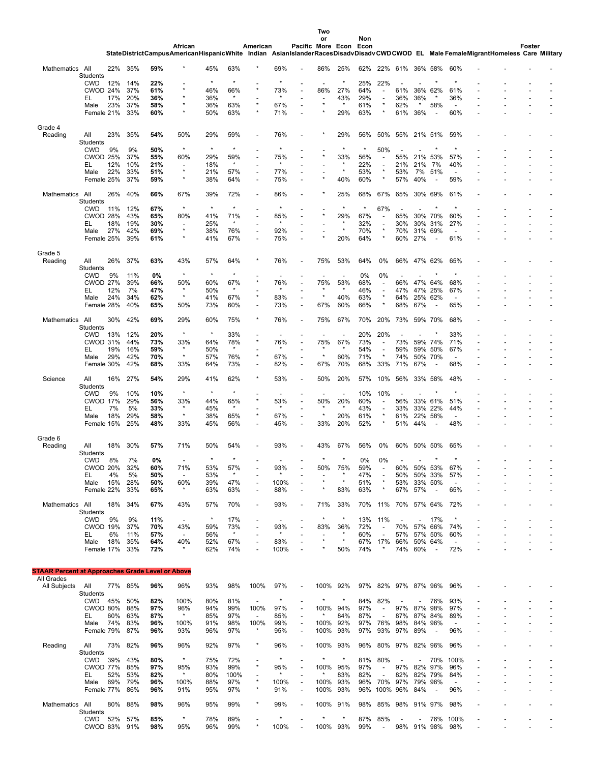| | | | State | District | Campus | African American | Hispanic | White | American Indian | Asian | Pacific Islander | Two or More Races | Econ Disadv | Non Econ Disadv | CWD | CWOD | EL | Male | Female | Migrant | Homeless | Foster Care | Military |
|---|---|---|---|---|---|---|---|---|---|---|---|---|---|---|---|---|---|---|---|---|---|---|---|
| | Mathematics | All Students | 22% | 35% | **59%** | * | 45% | 63% | * | 69% | - | 86% | 25% | 62% | 22% | 61% | 36% | 58% | 60% | - | - | - | - |
| | | CWD | 12% | 14% | **22%** | - | * | * | - | * | - | - | * | 25% | 22% | - | - | * | * | - | - | - | - |
| | | CWOD | 24% | 37% | **61%** | * | 46% | 66% | * | 73% | - | 86% | 27% | 64% | - | 61% | 36% | 62% | 61% | - | - | - | - |
| | | EL | 17% | 20% | **36%** | * | 36% | * | - | * | - | - | 43% | 29% | - | 36% | 36% | * | 36% | - | - | - | - |
| | | Male | 23% | 37% | **58%** | * | 36% | 63% | * | 67% | - | * | * | 61% | * | 62% | * | 58% | - | - | - | - | - |
| | | Female | 21% | 33% | **60%** | * | 50% | 63% | * | 71% | - | * | 29% | 63% | * | 61% | 36% | - | 60% | - | - | - | - |
| Grade 4 | Reading | All Students | 23% | 35% | **54%** | 50% | 29% | 59% | - | 76% | - | * | 29% | 56% | 50% | 55% | 21% | 51% | 59% | - | - | - | - |
| | | CWD | 9% | 9% | **50%** | * | * | * | - | * | - | - | * | * | 50% | - | - | * | * | - | - | - | - |
| | | CWOD | 25% | 37% | **55%** | 60% | 29% | 59% | - | 75% | - | * | 33% | 56% | - | 55% | 21% | 53% | 57% | - | - | - | - |
| | | EL | 12% | 10% | **21%** | - | 18% | * | - | * | - | - | * | 22% | - | 21% | 21% | 7% | 40% | - | - | - | - |
| | | Male | 22% | 33% | **51%** | * | 21% | 57% | - | 77% | - | - | * | 53% | * | 53% | 7% | 51% | - | - | - | - | - |
| | | Female | 25% | 37% | **59%** | * | 38% | 64% | - | 75% | - | * | 40% | 60% | * | 57% | 40% | - | 59% | - | - | - | - |
| | Mathematics | All Students | 26% | 40% | **66%** | 67% | 39% | 72% | - | 86% | - | * | 25% | 68% | 67% | 65% | 30% | 69% | 61% | - | - | - | - |
| | | CWD | 11% | 12% | **67%** | * | * | * | - | * | - | - | * | * | 67% | - | - | * | * | - | - | - | - |
| | | CWOD | 28% | 43% | **65%** | 80% | 41% | 71% | - | 85% | - | * | 29% | 67% | - | 65% | 30% | 70% | 60% | - | - | - | - |
| | | EL | 18% | 19% | **30%** | - | 25% | * | - | * | - | - | * | 32% | - | 30% | 30% | 31% | 27% | - | - | - | - |
| | | Male | 27% | 42% | **69%** | * | 38% | 76% | - | 92% | - | - | * | 70% | * | 70% | 31% | 69% | - | - | - | - | - |
| | | Female | 25% | 39% | **61%** | * | 41% | 67% | - | 75% | - | * | 20% | 64% | * | 60% | 27% | - | 61% | - | - | - | - |
| Grade 5 | Reading | All Students | 26% | 37% | **63%** | 43% | 57% | 64% | * | 76% | - | 75% | 53% | 64% | 0% | 66% | 47% | 62% | 65% | - | - | - | - |
| | | CWD | 9% | 11% | **0%** | * | * | * | - | - | - | - | - | 0% | 0% | - | - | * | * | - | - | - | - |
| | | CWOD | 27% | 39% | **66%** | 50% | 60% | 67% | * | 76% | - | 75% | 53% | 68% | - | 66% | 47% | 64% | 68% | - | - | - | - |
| | | EL | 12% | 7% | **47%** | * | 50% | * | - | * | - | * | * | 46% | - | 47% | 47% | 25% | 67% | - | - | - | - |
| | | Male | 24% | 34% | **62%** | * | 41% | 67% | * | 83% | - | * | 40% | 63% | * | 64% | 25% | 62% | - | - | - | - | - |
| | | Female | 28% | 40% | **65%** | 50% | 73% | 60% | - | 73% | - | 67% | 60% | 66% | * | 68% | 67% | - | 65% | - | - | - | - |
| | Mathematics | All Students | 30% | 42% | **69%** | 29% | 60% | 75% | * | 76% | - | 75% | 67% | 70% | 20% | 73% | 59% | 70% | 68% | - | - | - | - |
| | | CWD | 13% | 12% | **20%** | * | * | 33% | - | - | - | - | - | 20% | 20% | - | - | * | 33% | - | - | - | - |
| | | CWOD | 31% | 44% | **73%** | 33% | 64% | 78% | * | 76% | - | 75% | 67% | 73% | - | 73% | 59% | 74% | 71% | - | - | - | - |
| | | EL | 19% | 16% | **59%** | * | 50% | * | - | * | - | * | * | 54% | - | 59% | 59% | 50% | 67% | - | - | - | - |
| | | Male | 29% | 42% | **70%** | * | 57% | 76% | * | 67% | - | * | 60% | 71% | * | 74% | 50% | 70% | - | - | - | - | - |
| | | Female | 30% | 42% | **68%** | 33% | 64% | 73% | - | 82% | - | 67% | 70% | 68% | 33% | 71% | 67% | - | 68% | - | - | - | - |
| | Science | All Students | 16% | 27% | **54%** | 29% | 41% | 62% | * | 53% | - | 50% | 20% | 57% | 10% | 56% | 33% | 58% | 48% | - | - | - | - |
| | | CWD | 9% | 10% | **10%** | * | * | * | - | - | - | - | - | 10% | 10% | - | - | * | * | - | - | - | - |
| | | CWOD | 17% | 29% | **56%** | 33% | 44% | 65% | * | 53% | - | 50% | 20% | 60% | - | 56% | 33% | 61% | 51% | - | - | - | - |
| | | EL | 7% | 5% | **33%** | * | 45% | * | - | * | - | * | * | 43% | - | 33% | 33% | 22% | 44% | - | - | - | - |
| | | Male | 18% | 29% | **58%** | * | 38% | 65% | * | 67% | - | * | 20% | 61% | * | 61% | 22% | 58% | - | - | - | - | - |
| | | Female | 15% | 25% | **48%** | 33% | 45% | 56% | - | 45% | - | 33% | 20% | 52% | * | 51% | 44% | - | 48% | - | - | - | - |
| Grade 6 | Reading | All Students | 18% | 30% | **57%** | 71% | 50% | 54% | - | 93% | - | 43% | 67% | 56% | 0% | 60% | 50% | 50% | 65% | - | - | - | - |
| | | CWD | 8% | 7% | **0%** | - | * | * | - | - | - | * | * | 0% | 0% | - | - | * | * | - | - | - | - |
| | | CWOD | 20% | 32% | **60%** | 71% | 53% | 57% | - | 93% | - | 50% | 75% | 59% | - | 60% | 50% | 53% | 67% | - | - | - | - |
| | | EL | 4% | 5% | **50%** | - | 53% | * | - | * | - | - | * | 47% | - | 50% | 50% | 33% | 57% | - | - | - | - |
| | | Male | 15% | 28% | **50%** | 60% | 39% | 47% | - | 100% | - | * | * | 51% | * | 53% | 33% | 50% | - | - | - | - | - |
| | | Female | 22% | 33% | **65%** | * | 63% | 63% | - | 88% | - | * | 83% | 63% | * | 67% | 57% | - | 65% | - | - | - | - |
| | Mathematics | All Students | 18% | 34% | **67%** | 43% | 57% | 70% | - | 93% | - | 71% | 33% | 70% | 11% | 70% | 57% | 64% | 72% | - | - | - | - |
| | | CWD | 9% | 9% | **11%** | - | * | 17% | - | - | - | * | * | 13% | 11% | - | - | 17% | * | - | - | - | - |
| | | CWOD | 19% | 37% | **70%** | 43% | 59% | 73% | - | 93% | - | 83% | 36% | 72% | - | 70% | 57% | 66% | 74% | - | - | - | - |
| | | EL | 6% | 11% | **57%** | - | 56% | * | - | * | - | - | * | 60% | - | 57% | 57% | 50% | 60% | - | - | - | - |
| | | Male | 18% | 35% | **64%** | 40% | 52% | 67% | - | 83% | - | * | * | 67% | 17% | 66% | 50% | 64% | - | - | - | - | - |
| | | Female | 17% | 33% | **72%** | * | 62% | 74% | - | 100% | - | * | 50% | 74% | * | 74% | 60% | - | 72% | - | - | - | - |

**STAAR Percent at Approaches Grade Level or Above**

| | | | State | District | Campus | African American | Hispanic | White | American Indian | Asian | Pacific Islander | Two or More Races | Econ Disadv | Non Econ Disadv | CWD | CWOD | EL | Male | Female | Migrant | Homeless | Foster Care | Military |
|---|---|---|---|---|---|---|---|---|---|---|---|---|---|---|---|---|---|---|---|---|---|---|---|
| All Grades | All Subjects | All Students | 77% | 85% | **96%** | 96% | 93% | 98% | 100% | 97% | - | 100% | 92% | 97% | 82% | 97% | 87% | 96% | 96% | - | - | - | - |
| | | CWD | 45% | 50% | **82%** | 100% | 80% | 81% | - | * | - | * | * | 84% | 82% | - | - | 76% | 93% | - | - | - | - |
| | | CWOD | 80% | 88% | **97%** | 96% | 94% | 99% | 100% | 97% | - | 100% | 94% | 97% | - | 97% | 87% | 98% | 97% | - | - | - | - |
| | | EL | 60% | 63% | **87%** | * | 85% | 97% | - | 85% | - | * | 84% | 87% | - | 87% | 87% | 84% | 89% | - | - | - | - |
| | | Male | 74% | 83% | **96%** | 100% | 91% | 98% | 100% | 99% | - | 100% | 92% | 97% | 76% | 98% | 84% | 96% | - | - | - | - | - |
| | | Female | 79% | 87% | **96%** | 93% | 96% | 97% | * | 95% | - | 100% | 93% | 97% | 93% | 97% | 89% | - | 96% | - | - | - | - |
| | Reading | All Students | 73% | 82% | **96%** | 96% | 92% | 97% | * | 96% | - | 100% | 93% | 96% | 80% | 97% | 82% | 96% | 96% | - | - | - | - |
| | | CWD | 39% | 43% | **80%** | * | 75% | 72% | - | * | - | * | * | 81% | 80% | - | - | 70% | 100% | - | - | - | - |
| | | CWOD | 77% | 85% | **97%** | 95% | 93% | 99% | * | 95% | - | 100% | 95% | 97% | - | 97% | 82% | 97% | 96% | - | - | - | - |
| | | EL | 52% | 53% | **82%** | * | 80% | 100% | - | * | - | * | 83% | 82% | - | 82% | 82% | 79% | 84% | - | - | - | - |
| | | Male | 69% | 79% | **96%** | 100% | 88% | 97% | * | 100% | - | 100% | 93% | 96% | 70% | 97% | 79% | 96% | - | - | - | - | - |
| | | Female | 77% | 86% | **96%** | 91% | 95% | 97% | * | 91% | - | 100% | 93% | 96% | 100% | 96% | 84% | - | 96% | - | - | - | - |
| | Mathematics | All Students | 80% | 88% | **98%** | 96% | 95% | 99% | * | 99% | - | 100% | 91% | 98% | 85% | 98% | 91% | 97% | 98% | - | - | - | - |
| | | CWD | 52% | 57% | **85%** | * | 78% | 89% | - | * | - | * | * | 87% | 85% | - | - | 76% | 100% | - | - | - | - |
| | | CWOD | 83% | 91% | **98%** | 95% | 96% | 99% | * | 100% | - | 100% | 93% | 99% | - | 98% | 91% | 98% | 98% | - | - | - | - |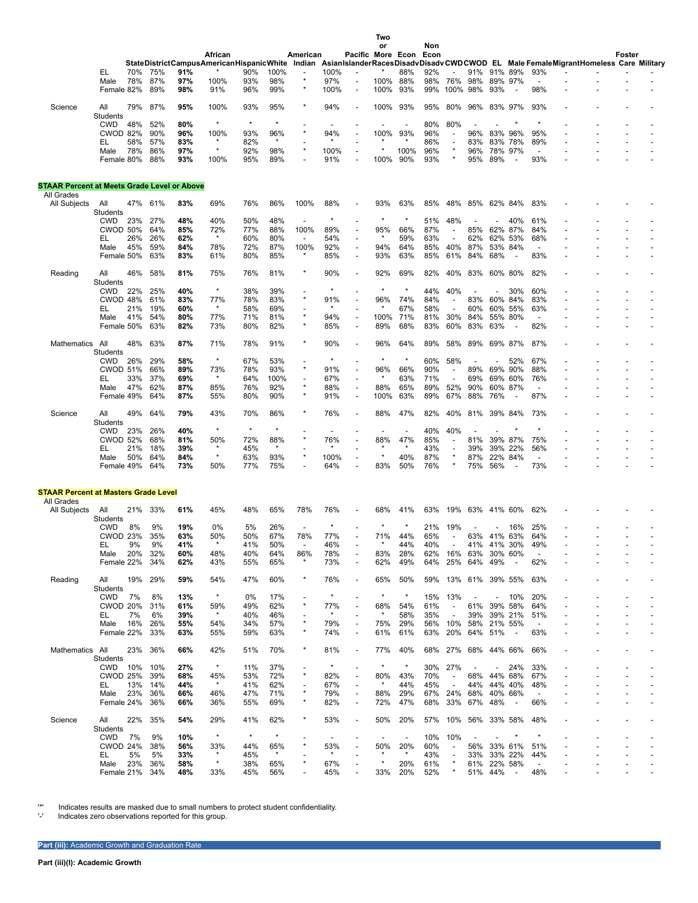| | | State | District | Campus | African American | Hispanic | White | American Indian | Asian | Pacific Islander | Two or More Races | Econ Disadv | Non Econ Disadv | CWD | CWOD | EL | Male | Female | Migrant | Homeless | Foster Care | Military |
|---|---|---|---|---|---|---|---|---|---|---|---|---|---|---|---|---|---|---|---|---|---|---|
| | EL | 70% | 75% | **91%** | * | 90% | 100% | - | 100% | - | * | 88% | 92% | - | 91% | 91% | 89% | 93% | - | - | - | - |
| | Male | 78% | 87% | **97%** | 100% | 93% | 98% | * | 97% | - | 100% | 88% | 98% | 76% | 98% | 89% | 97% | - | - | - | - | - |
| | Female | 82% | 89% | **98%** | 91% | 96% | 99% | * | 100% | - | 100% | 93% | 99% | 100% | 98% | 93% | - | 98% | - | - | - | - |
| Science | All Students | 79% | 87% | **95%** | 100% | 93% | 95% | * | 94% | - | 100% | 93% | 95% | 80% | 96% | 83% | 97% | 93% | - | - | - | - |
| | CWD | 48% | 52% | **80%** | * | * | * | - | - | - | - | - | 80% | 80% | - | - | * | * | - | - | - | - |
| | CWOD | 82% | 90% | **96%** | 100% | 93% | 96% | * | 94% | - | 100% | 93% | 96% | - | 96% | 83% | 96% | 95% | - | - | - | - |
| | EL | 58% | 57% | **83%** | * | 82% | * | - | * | - | * | * | 86% | - | 83% | 83% | 78% | 89% | - | - | - | - |
| | Male | 78% | 86% | **97%** | * | 92% | 98% | * | 100% | - | * | 100% | 96% | * | 96% | 78% | 97% | - | - | - | - | - |
| | Female | 80% | 88% | **93%** | 100% | 95% | 89% | - | 91% | - | 100% | 90% | 93% | * | 95% | 89% | - | 93% | - | - | - | - |

**STAAR Percent at Meets Grade Level or Above**

All Grades

| | | State | District | Campus | African American | Hispanic | White | American Indian | Asian | Pacific Islander | Two or More Races | Econ Disadv | Non Econ Disadv | CWD | CWOD | EL | Male | Female | Migrant | Homeless | Foster Care | Military |
|---|---|---|---|---|---|---|---|---|---|---|---|---|---|---|---|---|---|---|---|---|---|---|
| All Subjects | All Students | 47% | 61% | **83%** | 69% | 76% | 86% | 100% | 88% | - | 93% | 63% | 85% | 48% | 85% | 62% | 84% | 83% | - | - | - | - |
| | CWD | 23% | 27% | **48%** | 40% | 50% | 48% | - | * | - | * | * | 51% | 48% | - | - | 40% | 61% | - | - | - | - |
| | CWOD | 50% | 64% | **85%** | 72% | 77% | 88% | 100% | 89% | - | 95% | 66% | 87% | - | 85% | 62% | 87% | 84% | - | - | - | - |
| | EL | 26% | 26% | **62%** | * | 60% | 80% | - | 54% | - | * | 59% | 63% | - | 62% | 62% | 53% | 68% | - | - | - | - |
| | Male | 45% | 59% | **84%** | 78% | 72% | 87% | 100% | 92% | - | 94% | 64% | 85% | 40% | 87% | 53% | 84% | - | - | - | - | - |
| | Female | 50% | 63% | **83%** | 61% | 80% | 85% | * | 85% | - | 93% | 63% | 85% | 61% | 84% | 68% | - | 83% | - | - | - | - |
| Reading | All Students | 46% | 58% | **81%** | 75% | 76% | 81% | * | 90% | - | 92% | 69% | 82% | 40% | 83% | 60% | 80% | 82% | - | - | - | - |
| | CWD | 22% | 25% | **40%** | * | 38% | 39% | - | * | - | * | * | 44% | 40% | - | - | 30% | 60% | - | - | - | - |
| | CWOD | 48% | 61% | **83%** | 77% | 78% | 83% | * | 91% | - | 96% | 74% | 84% | - | 83% | 60% | 84% | 83% | - | - | - | - |
| | EL | 21% | 19% | **60%** | * | 58% | 69% | - | * | - | * | 67% | 58% | - | 60% | 60% | 55% | 63% | - | - | - | - |
| | Male | 41% | 54% | **80%** | 77% | 71% | 81% | * | 94% | - | 100% | 71% | 81% | 30% | 84% | 55% | 80% | - | - | - | - | - |
| | Female | 50% | 63% | **82%** | 73% | 80% | 82% | * | 85% | - | 89% | 68% | 83% | 60% | 83% | 63% | - | 82% | - | - | - | - |
| Mathematics | All Students | 48% | 63% | **87%** | 71% | 78% | 91% | * | 90% | - | 96% | 64% | 89% | 58% | 89% | 69% | 87% | 87% | - | - | - | - |
| | CWD | 26% | 29% | **58%** | * | 67% | 53% | - | * | - | * | * | 60% | 58% | - | - | 52% | 67% | - | - | - | - |
| | CWOD | 51% | 66% | **89%** | 73% | 78% | 93% | * | 91% | - | 96% | 66% | 90% | - | 89% | 69% | 90% | 88% | - | - | - | - |
| | EL | 33% | 37% | **69%** | * | 64% | 100% | - | 67% | - | * | 63% | 71% | - | 69% | 69% | 60% | 76% | - | - | - | - |
| | Male | 47% | 62% | **87%** | 85% | 76% | 92% | * | 88% | - | 88% | 65% | 89% | 52% | 90% | 60% | 87% | - | - | - | - | - |
| | Female | 49% | 64% | **87%** | 55% | 80% | 90% | * | 91% | - | 100% | 63% | 89% | 67% | 88% | 76% | - | 87% | - | - | - | - |
| Science | All Students | 49% | 64% | **79%** | 43% | 70% | 86% | * | 76% | - | 88% | 47% | 82% | 40% | 81% | 39% | 84% | 73% | - | - | - | - |
| | CWD | 23% | 26% | **40%** | * | * | * | - | - | - | - | - | 40% | 40% | - | - | * | * | - | - | - | - |
| | CWOD | 52% | 68% | **81%** | 50% | 72% | 88% | * | 76% | - | 88% | 47% | 85% | - | 81% | 39% | 87% | 75% | - | - | - | - |
| | EL | 21% | 18% | **39%** | * | 45% | * | - | * | - | * | * | 43% | - | 39% | 39% | 22% | 56% | - | - | - | - |
| | Male | 50% | 64% | **84%** | * | 63% | 93% | * | 100% | - | * | 40% | 87% | * | 87% | 22% | 84% | - | - | - | - | - |
| | Female | 49% | 64% | **73%** | 50% | 77% | 75% | - | 64% | - | 83% | 50% | 76% | * | 75% | 56% | - | 73% | - | - | - | - |

**STAAR Percent at Masters Grade Level**

All Grades

| | | State | District | Campus | African American | Hispanic | White | American Indian | Asian | Pacific Islander | Two or More Races | Econ Disadv | Non Econ Disadv | CWD | CWOD | EL | Male | Female | Migrant | Homeless | Foster Care | Military |
|---|---|---|---|---|---|---|---|---|---|---|---|---|---|---|---|---|---|---|---|---|---|---|
| All Subjects | All Students | 21% | 33% | **61%** | 45% | 48% | 65% | 78% | 76% | - | 68% | 41% | 63% | 19% | 63% | 41% | 60% | 62% | - | - | - | - |
| | CWD | 8% | 9% | **19%** | 0% | 5% | 26% | - | * | - | * | * | 21% | 19% | - | - | 16% | 25% | - | - | - | - |
| | CWOD | 23% | 35% | **63%** | 50% | 50% | 67% | 78% | 77% | - | 71% | 44% | 65% | - | 63% | 41% | 63% | 64% | - | - | - | - |
| | EL | 9% | 9% | **41%** | * | 41% | 50% | - | 46% | - | * | 44% | 40% | - | 41% | 41% | 30% | 49% | - | - | - | - |
| | Male | 20% | 32% | **60%** | 48% | 40% | 64% | 86% | 78% | - | 83% | 28% | 62% | 16% | 63% | 30% | 60% | - | - | - | - | - |
| | Female | 22% | 34% | **62%** | 43% | 55% | 65% | * | 73% | - | 62% | 49% | 64% | 25% | 64% | 49% | - | 62% | - | - | - | - |
| Reading | All Students | 19% | 29% | **59%** | 54% | 47% | 60% | * | 76% | - | 65% | 50% | 59% | 13% | 61% | 39% | 55% | 63% | - | - | - | - |
| | CWD | 7% | 8% | **13%** | * | 0% | 17% | - | * | - | * | * | 15% | 13% | - | - | 10% | 20% | - | - | - | - |
| | CWOD | 20% | 31% | **61%** | 59% | 49% | 62% | * | 77% | - | 68% | 54% | 61% | - | 61% | 39% | 58% | 64% | - | - | - | - |
| | EL | 7% | 6% | **39%** | * | 40% | 46% | - | * | - | * | 58% | 35% | - | 39% | 39% | 21% | 51% | - | - | - | - |
| | Male | 16% | 26% | **55%** | 54% | 34% | 57% | * | 79% | - | 75% | 29% | 56% | 10% | 58% | 21% | 55% | - | - | - | - | - |
| | Female | 22% | 33% | **63%** | 55% | 59% | 63% | * | 74% | - | 61% | 61% | 63% | 20% | 64% | 51% | - | 63% | - | - | - | - |
| Mathematics | All Students | 23% | 36% | **66%** | 42% | 51% | 70% | * | 81% | - | 77% | 40% | 68% | 27% | 68% | 44% | 66% | 66% | - | - | - | - |
| | CWD | 10% | 10% | **27%** | * | 11% | 37% | - | * | - | * | * | 30% | 27% | - | - | 24% | 33% | - | - | - | - |
| | CWOD | 25% | 39% | **68%** | 45% | 53% | 72% | * | 82% | - | 80% | 43% | 70% | - | 68% | 44% | 68% | 67% | - | - | - | - |
| | EL | 13% | 14% | **44%** | * | 41% | 62% | - | 67% | - | * | 44% | 45% | - | 44% | 44% | 40% | 48% | - | - | - | - |
| | Male | 23% | 36% | **66%** | 46% | 47% | 71% | * | 79% | - | 88% | 29% | 67% | 24% | 68% | 40% | 66% | - | - | - | - | - |
| | Female | 24% | 36% | **66%** | 36% | 55% | 69% | * | 82% | - | 72% | 47% | 68% | 33% | 67% | 48% | - | 66% | - | - | - | - |
| Science | All Students | 22% | 35% | **54%** | 29% | 41% | 62% | * | 53% | - | 50% | 20% | 57% | 10% | 56% | 33% | 58% | 48% | - | - | - | - |
| | CWD | 7% | 9% | **10%** | * | * | * | - | - | - | - | - | 10% | 10% | - | - | * | * | - | - | - | - |
| | CWOD | 24% | 38% | **56%** | 33% | 44% | 65% | * | 53% | - | 50% | 20% | 60% | - | 56% | 33% | 61% | 51% | - | - | - | - |
| | EL | 5% | 5% | **33%** | * | 45% | * | - | * | - | * | * | 43% | - | 33% | 33% | 22% | 44% | - | - | - | - |
| | Male | 23% | 36% | **58%** | * | 38% | 65% | * | 67% | - | * | 20% | 61% | * | 61% | 22% | 58% | - | - | - | - | - |
| | Female | 21% | 34% | **48%** | 33% | 45% | 56% | - | 45% | - | 33% | 20% | 52% | * | 51% | 44% | - | 48% | - | - | - | - |

'*' Indicates results are masked due to small numbers to protect student confidentiality.
'-' Indicates zero observations reported for this group.

**Part (iii):** Academic Growth and Graduation Rate

**Part (iii)(I): Academic Growth**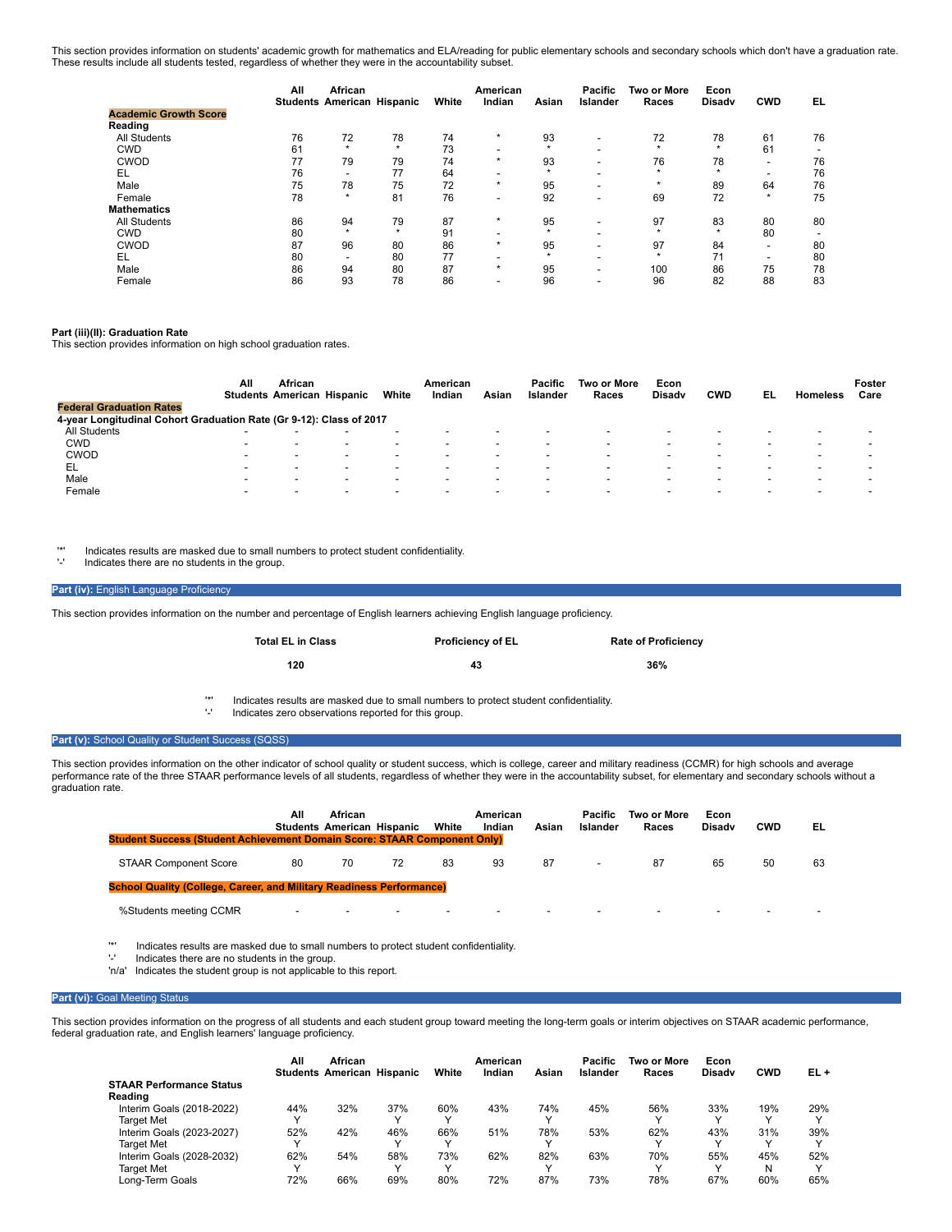This section provides information on students' academic growth for mathematics and ELA/reading for public elementary schools and secondary schools which don't have a graduation rate. These results include all students tested, regardless of whether they were in the accountability subset.

| | All Students | African American | Hispanic | White | American Indian | Asian | Pacific Islander | Two or More Races | Econ Disadv | CWD | EL |
|---|---|---|---|---|---|---|---|---|---|---|---|
| **Academic Growth Score** | | | | | | | | | | | |
| **Reading** | | | | | | | | | | | |
| All Students | 76 | 72 | 78 | 74 | * | 93 | - | 72 | 78 | 61 | 76 |
| CWD | 61 | * | * | 73 | - | * | - | * | * | 61 | - |
| CWOD | 77 | 79 | 79 | 74 | * | 93 | - | 76 | 78 | - | 76 |
| EL | 76 | - | 77 | 64 | - | * | - | * | * | - | 76 |
| Male | 75 | 78 | 75 | 72 | * | 95 | - | * | 89 | 64 | 76 |
| Female | 78 | * | 81 | 76 | - | 92 | - | 69 | 72 | * | 75 |
| **Mathematics** | | | | | | | | | | | |
| All Students | 86 | 94 | 79 | 87 | * | 95 | - | 97 | 83 | 80 | 80 |
| CWD | 80 | * | * | 91 | - | * | - | * | * | 80 | - |
| CWOD | 87 | 96 | 80 | 86 | * | 95 | - | 97 | 84 | - | 80 |
| EL | 80 | - | 80 | 77 | - | * | - | * | 71 | - | 80 |
| Male | 86 | 94 | 80 | 87 | * | 95 | - | 100 | 86 | 75 | 78 |
| Female | 86 | 93 | 78 | 86 | - | 96 | - | 96 | 82 | 88 | 83 |

**Part (iii)(II): Graduation Rate**

This section provides information on high school graduation rates.

| | All Students | African American | Hispanic | White | American Indian | Asian | Pacific Islander | Two or More Races | Econ Disadv | CWD | EL | Homeless | Foster Care |
|---|---|---|---|---|---|---|---|---|---|---|---|---|---|
| **Federal Graduation Rates** | | | | | | | | | | | | | |
| **4-year Longitudinal Cohort Graduation Rate (Gr 9-12): Class of 2017** | | | | | | | | | | | | | |
| All Students | - | - | - | - | - | - | - | - | - | - | - | - | - |
| CWD | - | - | - | - | - | - | - | - | - | - | - | - | - |
| CWOD | - | - | - | - | - | - | - | - | - | - | - | - | - |
| EL | - | - | - | - | - | - | - | - | - | - | - | - | - |
| Male | - | - | - | - | - | - | - | - | - | - | - | - | - |
| Female | - | - | - | - | - | - | - | - | - | - | - | - | - |

'*' Indicates results are masked due to small numbers to protect student confidentiality.
'-' Indicates there are no students in the group.

## Part (iv): English Language Proficiency

This section provides information on the number and percentage of English learners achieving English language proficiency.

| Total EL in Class | Proficiency of EL | Rate of Proficiency |
|---|---|---|
| 120 | 43 | 36% |

'*' Indicates results are masked due to small numbers to protect student confidentiality.
'-' Indicates zero observations reported for this group.

## Part (v): School Quality or Student Success (SQSS)

This section provides information on the other indicator of school quality or student success, which is college, career and military readiness (CCMR) for high schools and average performance rate of the three STAAR performance levels of all students, regardless of whether they were in the accountability subset, for elementary and secondary schools without a graduation rate.

| | All Students | African American | Hispanic | White | American Indian | Asian | Pacific Islander | Two or More Races | Econ Disadv | CWD | EL |
|---|---|---|---|---|---|---|---|---|---|---|---|
| **Student Success (Student Achievement Domain Score: STAAR Component Only)** | | | | | | | | | | | |
| STAAR Component Score | 80 | 70 | 72 | 83 | 93 | 87 | - | 87 | 65 | 50 | 63 |
| **School Quality (College, Career, and Military Readiness Performance)** | | | | | | | | | | | |
| %Students meeting CCMR | - | - | - | - | - | - | - | - | - | - | - |

'*' Indicates results are masked due to small numbers to protect student confidentiality.
'-' Indicates there are no students in the group.
'n/a' Indicates the student group is not applicable to this report.

## Part (vi): Goal Meeting Status

This section provides information on the progress of all students and each student group toward meeting the long-term goals or interim objectives on STAAR academic performance, federal graduation rate, and English learners' language proficiency.

| | All Students | African American | Hispanic | White | American Indian | Asian | Pacific Islander | Two or More Races | Econ Disadv | CWD | EL + |
|---|---|---|---|---|---|---|---|---|---|---|---|
| **STAAR Performance Status** | | | | | | | | | | | |
| **Reading** | | | | | | | | | | | |
| Interim Goals (2018-2022) | 44% | 32% | 37% | 60% | 43% | 74% | 45% | 56% | 33% | 19% | 29% |
| Target Met | Y | | Y | Y | | Y | | Y | Y | Y | Y |
| Interim Goals (2023-2027) | 52% | 42% | 46% | 66% | 51% | 78% | 53% | 62% | 43% | 31% | 39% |
| Target Met | Y | | Y | Y | | Y | | Y | Y | Y | Y |
| Interim Goals (2028-2032) | 62% | 54% | 58% | 73% | 62% | 82% | 63% | 70% | 55% | 45% | 52% |
| Target Met | Y | | Y | Y | | Y | | Y | Y | N | Y |
| Long-Term Goals | 72% | 66% | 69% | 80% | 72% | 87% | 73% | 78% | 67% | 60% | 65% |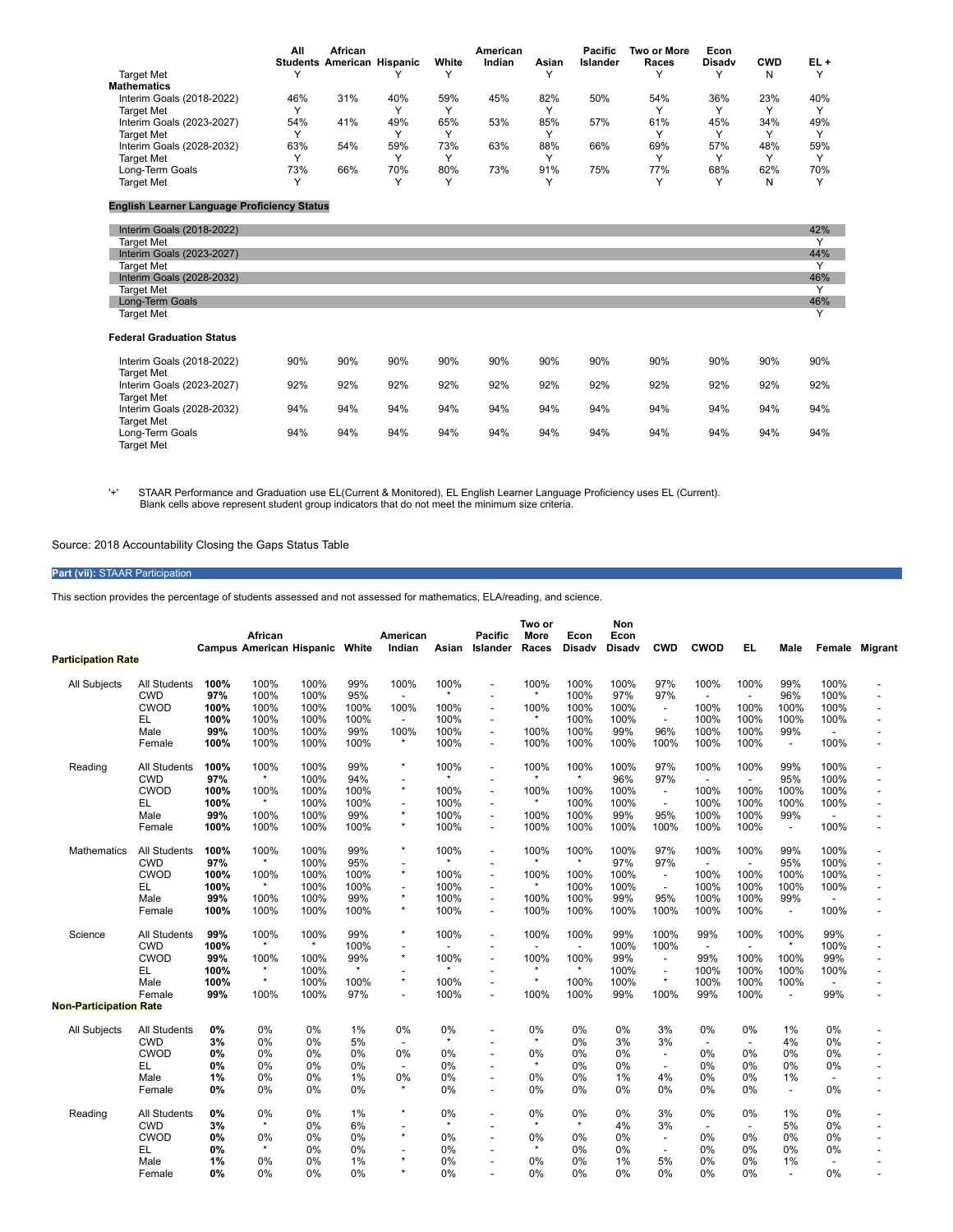| | All Students | African American | Hispanic | White | American Indian | Asian | Pacific Islander | Two or More Races | Econ Disadv | CWD | EL + |
|---|---|---|---|---|---|---|---|---|---|---|---|
| Target Met | Y | | Y | Y | | Y | | Y | Y | N | Y |
| **Mathematics** | | | | | | | | | | | |
| Interim Goals (2018-2022) | 46% | 31% | 40% | 59% | 45% | 82% | 50% | 54% | 36% | 23% | 40% |
| Target Met | Y | | Y | Y | | Y | | Y | Y | Y | Y |
| Interim Goals (2023-2027) | 54% | 41% | 49% | 65% | 53% | 85% | 57% | 61% | 45% | 34% | 49% |
| Target Met | Y | | Y | Y | | Y | | Y | Y | Y | Y |
| Interim Goals (2028-2032) | 63% | 54% | 59% | 73% | 63% | 88% | 66% | 69% | 57% | 48% | 59% |
| Target Met | Y | | Y | Y | | Y | | Y | Y | Y | Y |
| Long-Term Goals | 73% | 66% | 70% | 80% | 73% | 91% | 75% | 77% | 68% | 62% | 70% |
| Target Met | Y | | Y | Y | | Y | | Y | Y | N | Y |

**English Learner Language Proficiency Status**

| | EL + |
|---|---|
| Interim Goals (2018-2022) | 42% |
| Target Met | Y |
| Interim Goals (2023-2027) | 44% |
| Target Met | Y |
| Interim Goals (2028-2032) | 46% |
| Target Met | Y |
| Long-Term Goals | 46% |
| Target Met | Y |

**Federal Graduation Status**

| | All Students | African American | Hispanic | White | American Indian | Asian | Pacific Islander | Two or More Races | Econ Disadv | CWD | EL + |
|---|---|---|---|---|---|---|---|---|---|---|---|
| Interim Goals (2018-2022) | 90% | 90% | 90% | 90% | 90% | 90% | 90% | 90% | 90% | 90% | 90% |
| Target Met | | | | | | | | | | | |
| Interim Goals (2023-2027) | 92% | 92% | 92% | 92% | 92% | 92% | 92% | 92% | 92% | 92% | 92% |
| Target Met | | | | | | | | | | | |
| Interim Goals (2028-2032) | 94% | 94% | 94% | 94% | 94% | 94% | 94% | 94% | 94% | 94% | 94% |
| Target Met | | | | | | | | | | | |
| Long-Term Goals | 94% | 94% | 94% | 94% | 94% | 94% | 94% | 94% | 94% | 94% | 94% |
| Target Met | | | | | | | | | | | |

'+' STAAR Performance and Graduation use EL(Current & Monitored), EL English Learner Language Proficiency uses EL (Current).
Blank cells above represent student group indicators that do not meet the minimum size criteria.

Source: 2018 Accountability Closing the Gaps Status Table

## Part (vii): STAAR Participation

This section provides the percentage of students assessed and not assessed for mathematics, ELA/reading, and science.

| | | Campus | African American | Hispanic | White | American Indian | Asian | Pacific Islander | Two or More Races | Econ Disadv | Non Econ Disadv | CWD | CWOD | EL | Male | Female | Migrant |
|---|---|---|---|---|---|---|---|---|---|---|---|---|---|---|---|---|---|
| **Participation Rate** | | | | | | | | | | | | | | | | | |
| All Subjects | All Students | **100%** | 100% | 100% | 99% | 100% | 100% | - | 100% | 100% | 100% | 97% | 100% | 100% | 99% | 100% | - |
| | CWD | **97%** | 100% | 100% | 95% | - | * | - | * | 100% | 97% | 97% | - | - | 96% | 100% | - |
| | CWOD | **100%** | 100% | 100% | 100% | 100% | 100% | - | 100% | 100% | 100% | - | 100% | 100% | 100% | 100% | - |
| | EL | **100%** | 100% | 100% | 100% | - | 100% | - | * | 100% | 100% | - | 100% | 100% | 100% | 100% | - |
| | Male | **99%** | 100% | 100% | 99% | 100% | 100% | - | 100% | 100% | 99% | 96% | 100% | 100% | 99% | - | - |
| | Female | **100%** | 100% | 100% | 100% | * | 100% | - | 100% | 100% | 100% | 100% | 100% | 100% | - | 100% | - |
| Reading | All Students | **100%** | 100% | 100% | 99% | * | 100% | - | 100% | 100% | 100% | 97% | 100% | 100% | 99% | 100% | - |
| | CWD | **97%** | * | 100% | 94% | - | * | - | * | * | 96% | 97% | - | - | 95% | 100% | - |
| | CWOD | **100%** | 100% | 100% | 100% | * | 100% | - | 100% | 100% | 100% | - | 100% | 100% | 100% | 100% | - |
| | EL | **100%** | * | 100% | 100% | - | 100% | - | * | 100% | 100% | - | 100% | 100% | 100% | 100% | - |
| | Male | **99%** | 100% | 100% | 99% | * | 100% | - | 100% | 100% | 99% | 95% | 100% | 100% | 99% | - | - |
| | Female | **100%** | 100% | 100% | 100% | * | 100% | - | 100% | 100% | 100% | 100% | 100% | 100% | - | 100% | - |
| Mathematics | All Students | **100%** | 100% | 100% | 99% | * | 100% | - | 100% | 100% | 100% | 97% | 100% | 100% | 99% | 100% | - |
| | CWD | **97%** | * | 100% | 95% | - | * | - | * | * | 97% | 97% | - | - | 95% | 100% | - |
| | CWOD | **100%** | 100% | 100% | 100% | * | 100% | - | 100% | 100% | 100% | - | 100% | 100% | 100% | 100% | - |
| | EL | **100%** | * | 100% | 100% | - | 100% | - | * | 100% | 100% | - | 100% | 100% | 100% | 100% | - |
| | Male | **99%** | 100% | 100% | 99% | * | 100% | - | 100% | 100% | 99% | 95% | 100% | 100% | 99% | - | - |
| | Female | **100%** | 100% | 100% | 100% | * | 100% | - | 100% | 100% | 100% | 100% | 100% | 100% | - | 100% | - |
| Science | All Students | **99%** | 100% | 100% | 99% | * | 100% | - | 100% | 100% | 99% | 100% | 99% | 100% | 100% | 99% | - |
| | CWD | **100%** | * | * | 100% | - | - | - | - | - | 100% | 100% | - | - | * | 100% | - |
| | CWOD | **99%** | 100% | 100% | 99% | * | 100% | - | 100% | 100% | 99% | - | 99% | 100% | 100% | 99% | - |
| | EL | **100%** | * | 100% | * | - | * | - | * | * | 100% | - | 100% | 100% | 100% | 100% | - |
| | Male | **100%** | * | 100% | 100% | * | 100% | - | * | 100% | 100% | * | 100% | 100% | 100% | - | - |
| | Female | **99%** | 100% | 100% | 97% | - | 100% | - | 100% | 100% | 99% | 100% | 99% | 100% | - | 99% | - |
| **Non-Participation Rate** | | | | | | | | | | | | | | | | | |
| All Subjects | All Students | **0%** | 0% | 0% | 1% | 0% | 0% | - | 0% | 0% | 0% | 3% | 0% | 0% | 1% | 0% | - |
| | CWD | **3%** | 0% | 0% | 5% | - | * | - | * | 0% | 3% | 3% | - | - | 4% | 0% | - |
| | CWOD | **0%** | 0% | 0% | 0% | 0% | 0% | - | 0% | 0% | 0% | - | 0% | 0% | 0% | 0% | - |
| | EL | **0%** | 0% | 0% | 0% | - | 0% | - | * | 0% | 0% | - | 0% | 0% | 0% | 0% | - |
| | Male | **1%** | 0% | 0% | 1% | 0% | 0% | - | 0% | 0% | 1% | 4% | 0% | 0% | 1% | - | - |
| | Female | **0%** | 0% | 0% | 0% | * | 0% | - | 0% | 0% | 0% | 0% | 0% | 0% | - | 0% | - |
| Reading | All Students | **0%** | 0% | 0% | 1% | * | 0% | - | 0% | 0% | 0% | 3% | 0% | 0% | 1% | 0% | - |
| | CWD | **3%** | * | 0% | 6% | - | * | - | * | * | 4% | 3% | - | - | 5% | 0% | - |
| | CWOD | **0%** | 0% | 0% | 0% | * | 0% | - | 0% | 0% | 0% | - | 0% | 0% | 0% | 0% | - |
| | EL | **0%** | * | 0% | 0% | - | 0% | - | * | 0% | 0% | - | 0% | 0% | 0% | 0% | - |
| | Male | **1%** | 0% | 0% | 1% | * | 0% | - | 0% | 0% | 1% | 5% | 0% | 0% | 1% | - | - |
| | Female | **0%** | 0% | 0% | 0% | * | 0% | - | 0% | 0% | 0% | 0% | 0% | 0% | - | 0% | - |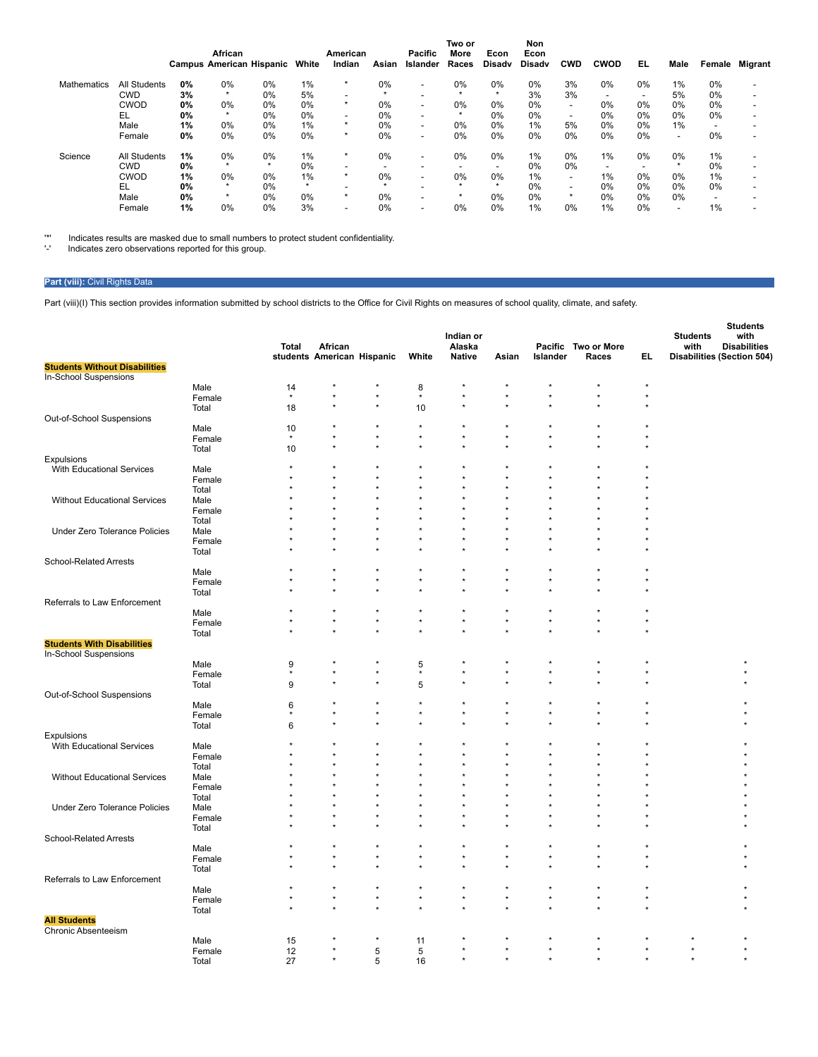| | | Campus | African American | Hispanic | White | American Indian | Asian | Pacific Islander | Two or More Races | Econ Disadv | Non Econ Disadv | CWD | CWOD | EL | Male | Female | Migrant |
|---|---|---|---|---|---|---|---|---|---|---|---|---|---|---|---|---|---|
| Mathematics | All Students | **0%** | 0% | 0% | 1% | * | 0% | - | 0% | 0% | 0% | 3% | 0% | 0% | 1% | 0% | - |
| | CWD | **3%** | * | 0% | 5% | - | * | - | * | * | 3% | 3% | - | - | 5% | 0% | - |
| | CWOD | **0%** | 0% | 0% | 0% | * | 0% | - | 0% | 0% | 0% | - | 0% | 0% | 0% | 0% | - |
| | EL | **0%** | * | 0% | 0% | - | 0% | - | * | 0% | 0% | - | 0% | 0% | 0% | 0% | - |
| | Male | **1%** | 0% | 0% | 1% | * | 0% | - | 0% | 0% | 1% | 5% | 0% | 0% | 1% | - | - |
| | Female | **0%** | 0% | 0% | 0% | * | 0% | - | 0% | 0% | 0% | 0% | 0% | 0% | - | 0% | - |
| Science | All Students | **1%** | 0% | 0% | 1% | * | 0% | - | 0% | 0% | 1% | 0% | 1% | 0% | 0% | 1% | - |
| | CWD | **0%** | * | * | 0% | - | - | - | - | - | 0% | 0% | - | - | * | 0% | - |
| | CWOD | **1%** | 0% | 0% | 1% | * | 0% | - | 0% | 0% | 1% | - | 1% | 0% | 0% | 1% | - |
| | EL | **0%** | * | 0% | * | - | * | - | * | * | 0% | - | 0% | 0% | 0% | 0% | - |
| | Male | **0%** | * | 0% | 0% | * | 0% | - | * | 0% | 0% | * | 0% | 0% | 0% | - | - |
| | Female | **1%** | 0% | 0% | 3% | - | 0% | - | 0% | 0% | 1% | 0% | 1% | 0% | - | 1% | - |

'*' Indicates results are masked due to small numbers to protect student confidentiality.
'-' Indicates zero observations reported for this group.

## Part (viii): Civil Rights Data

Part (viii)(I) This section provides information submitted by school districts to the Office for Civil Rights on measures of school quality, climate, and safety.

| | | Total students | African American | Hispanic | White | Indian or Alaska Native | Asian | Pacific Islander | Two or More Races | EL | Students with Disabilities | Students with Disabilities (Section 504) |
|---|---|---|---|---|---|---|---|---|---|---|---|---|
| **Students Without Disabilities** | | | | | | | | | | | | |
| In-School Suspensions | | | | | | | | | | | | |
| | Male | 14 | * | * | 8 | * | * | * | * | * | | |
| | Female | * | * | * | * | * | * | * | * | * | | |
| | Total | 18 | * | * | 10 | * | * | * | * | * | | |
| Out-of-School Suspensions | | | | | | | | | | | | |
| | Male | 10 | * | * | * | * | * | * | * | * | | |
| | Female | * | * | * | * | * | * | * | * | * | | |
| | Total | 10 | * | * | * | * | * | * | * | * | | |
| Expulsions | | | | | | | | | | | | |
| With Educational Services | Male | * | * | * | * | * | * | * | * | * | | |
| | Female | * | * | * | * | * | * | * | * | * | | |
| | Total | * | * | * | * | * | * | * | * | * | | |
| Without Educational Services | Male | * | * | * | * | * | * | * | * | * | | |
| | Female | * | * | * | * | * | * | * | * | * | | |
| | Total | * | * | * | * | * | * | * | * | * | | |
| Under Zero Tolerance Policies | Male | * | * | * | * | * | * | * | * | * | | |
| | Female | * | * | * | * | * | * | * | * | * | | |
| | Total | * | * | * | * | * | * | * | * | * | | |
| School-Related Arrests | | | | | | | | | | | | |
| | Male | * | * | * | * | * | * | * | * | * | | |
| | Female | * | * | * | * | * | * | * | * | * | | |
| | Total | * | * | * | * | * | * | * | * | * | | |
| Referrals to Law Enforcement | | | | | | | | | | | | |
| | Male | * | * | * | * | * | * | * | * | * | | |
| | Female | * | * | * | * | * | * | * | * | * | | |
| | Total | * | * | * | * | * | * | * | * | * | | |
| **Students With Disabilities** | | | | | | | | | | | | |
| In-School Suspensions | | | | | | | | | | | | |
| | Male | 9 | * | * | 5 | * | * | * | * | * | | * |
| | Female | * | * | * | * | * | * | * | * | * | | * |
| | Total | 9 | * | * | 5 | * | * | * | * | * | | * |
| Out-of-School Suspensions | | | | | | | | | | | | |
| | Male | 6 | * | * | * | * | * | * | * | * | | * |
| | Female | * | * | * | * | * | * | * | * | * | | * |
| | Total | 6 | * | * | * | * | * | * | * | * | | * |
| Expulsions | | | | | | | | | | | | |
| With Educational Services | Male | * | * | * | * | * | * | * | * | * | | * |
| | Female | * | * | * | * | * | * | * | * | * | | * |
| | Total | * | * | * | * | * | * | * | * | * | | * |
| Without Educational Services | Male | * | * | * | * | * | * | * | * | * | | * |
| | Female | * | * | * | * | * | * | * | * | * | | * |
| | Total | * | * | * | * | * | * | * | * | * | | * |
| Under Zero Tolerance Policies | Male | * | * | * | * | * | * | * | * | * | | * |
| | Female | * | * | * | * | * | * | * | * | * | | * |
| | Total | * | * | * | * | * | * | * | * | * | | * |
| School-Related Arrests | | | | | | | | | | | | |
| | Male | * | * | * | * | * | * | * | * | * | | * |
| | Female | * | * | * | * | * | * | * | * | * | | * |
| | Total | * | * | * | * | * | * | * | * | * | | * |
| Referrals to Law Enforcement | | | | | | | | | | | | |
| | Male | * | * | * | * | * | * | * | * | * | | * |
| | Female | * | * | * | * | * | * | * | * | * | | * |
| | Total | * | * | * | * | * | * | * | * | * | | * |
| **All Students** | | | | | | | | | | | | |
| Chronic Absenteeism | | | | | | | | | | | | |
| | Male | 15 | * | * | 11 | * | * | * | * | * | * | * |
| | Female | 12 | * | 5 | 5 | * | * | * | * | * | * | * |
| | Total | 27 | * | 5 | 16 | * | * | * | * | * | * | * |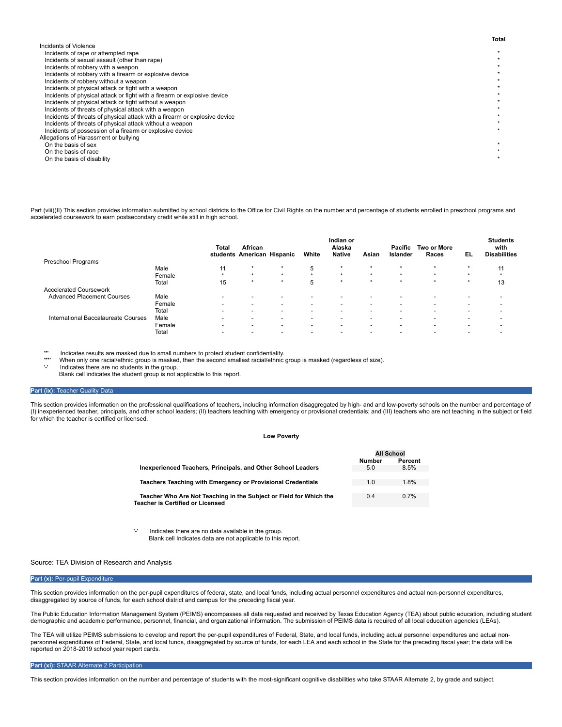| | Total |
|---|---|
| Incidents of Violence | |
| Incidents of rape or attempted rape | * |
| Incidents of sexual assault (other than rape) | * |
| Incidents of robbery with a weapon | * |
| Incidents of robbery with a firearm or explosive device | * |
| Incidents of robbery without a weapon | * |
| Incidents of physical attack or fight with a weapon | * |
| Incidents of physical attack or fight with a firearm or explosive device | * |
| Incidents of physical attack or fight without a weapon | * |
| Incidents of threats of physical attack with a weapon | * |
| Incidents of threats of physical attack with a firearm or explosive device | * |
| Incidents of threats of physical attack without a weapon | * |
| Incidents of possession of a firearm or explosive device | * |
| Allegations of Harassment or bullying | |
| On the basis of sex | * |
| On the basis of race | * |
| On the basis of disability | * |

Part (viii)(II) This section provides information submitted by school districts to the Office for Civil Rights on the number and percentage of students enrolled in preschool programs and accelerated coursework to earn postsecondary credit while still in high school.

| | | Total students | African American | Hispanic | White | Indian or Alaska Native | Asian | Pacific Islander | Two or More Races | EL | Students with Disabilities |
|---|---|---|---|---|---|---|---|---|---|---|---|
| Preschool Programs | | | | | | | | | | | |
| | Male | 11 | * | * | 5 | * | * | * | * | * | 11 |
| | Female | * | * | * | * | * | * | * | * | * | * |
| | Total | 15 | * | * | 5 | * | * | * | * | * | 13 |
| Accelerated Coursework | | | | | | | | | | | |
| Advanced Placement Courses | Male | - | - | - | - | - | - | - | - | - | - |
| | Female | - | - | - | - | - | - | - | - | - | - |
| | Total | - | - | - | - | - | - | - | - | - | - |
| International Baccalaureate Courses | Male | - | - | - | - | - | - | - | - | - | - |
| | Female | - | - | - | - | - | - | - | - | - | - |
| | Total | - | - | - | - | - | - | - | - | - | - |

'*' Indicates results are masked due to small numbers to protect student confidentiality.
'**' When only one racial/ethnic group is masked, then the second smallest racial/ethnic group is masked (regardless of size).
'-' Indicates there are no students in the group.
Blank cell indicates the student group is not applicable to this report.

## Part (ix): Teacher Quality Data

This section provides information on the professional qualifications of teachers, including information disaggregated by high- and and low-poverty schools on the number and percentage of (I) inexperienced teacher, principals, and other school leaders; (II) teachers teaching with emergency or provisional credentials; and (III) teachers who are not teaching in the subject or field for which the teacher is certified or licensed.

**Low Poverty**

| | All School | |
|---|---|---|
| | Number | Percent |
| **Inexperienced Teachers, Principals, and Other School Leaders** | 5.0 | 8.5% |
| **Teachers Teaching with Emergency or Provisional Credentials** | 1.0 | 1.8% |
| **Teacher Who Are Not Teaching in the Subject or Field for Which the Teacher is Certified or Licensed** | 0.4 | 0.7% |

'-' Indicates there are no data available in the group.
Blank cell Indicates data are not applicable to this report.

Source: TEA Division of Research and Analysis

## Part (x): Per-pupil Expenditure

This section provides information on the per-pupil expenditures of federal, state, and local funds, including actual personnel expenditures and actual non-personnel expenditures, disaggregated by source of funds, for each school district and campus for the preceding fiscal year.

The Public Education Information Management System (PEIMS) encompasses all data requested and received by Texas Education Agency (TEA) about public education, including student demographic and academic performance, personnel, financial, and organizational information. The submission of PEIMS data is required of all local education agencies (LEAs).

The TEA will utilize PEIMS submissions to develop and report the per-pupil expenditures of Federal, State, and local funds, including actual personnel expenditures and actual non-personnel expenditures of Federal, State, and local funds, disaggregated by source of funds, for each LEA and each school in the State for the preceding fiscal year; the data will be reported on 2018-2019 school year report cards.

## Part (xi): STAAR Alternate 2 Participation

This section provides information on the number and percentage of students with the most-significant cognitive disabilities who take STAAR Alternate 2, by grade and subject.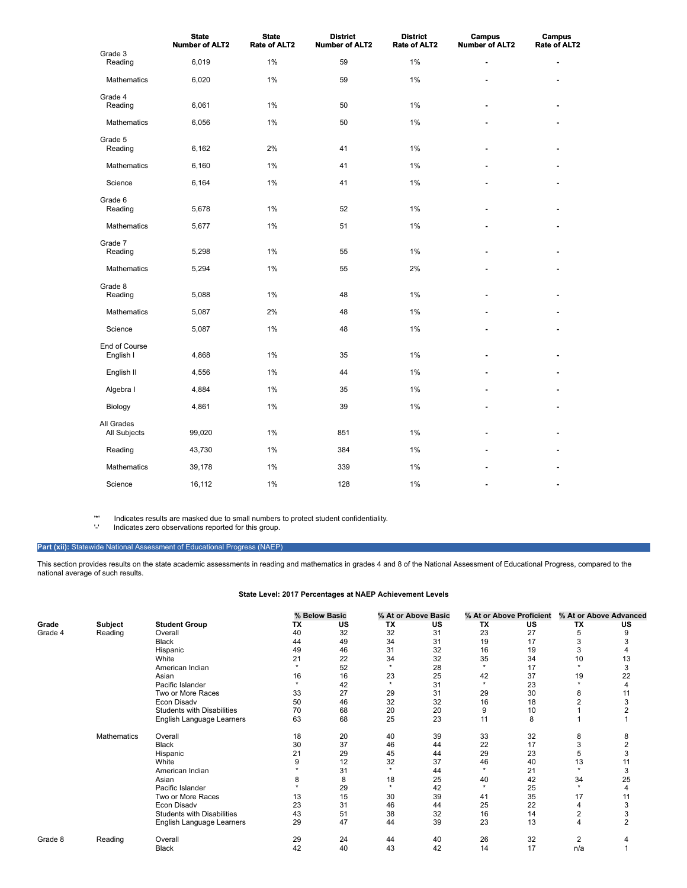| | State Number of ALT2 | State Rate of ALT2 | District Number of ALT2 | District Rate of ALT2 | Campus Number of ALT2 | Campus Rate of ALT2 |
|---|---|---|---|---|---|---|
| **Grade 3** | | | | | | |
| Reading | 6,019 | 1% | 59 | 1% | - | - |
| Mathematics | 6,020 | 1% | 59 | 1% | - | - |
| **Grade 4** | | | | | | |
| Reading | 6,061 | 1% | 50 | 1% | - | - |
| Mathematics | 6,056 | 1% | 50 | 1% | - | - |
| **Grade 5** | | | | | | |
| Reading | 6,162 | 2% | 41 | 1% | - | - |
| Mathematics | 6,160 | 1% | 41 | 1% | - | - |
| Science | 6,164 | 1% | 41 | 1% | - | - |
| **Grade 6** | | | | | | |
| Reading | 5,678 | 1% | 52 | 1% | - | - |
| Mathematics | 5,677 | 1% | 51 | 1% | - | - |
| **Grade 7** | | | | | | |
| Reading | 5,298 | 1% | 55 | 1% | - | - |
| Mathematics | 5,294 | 1% | 55 | 2% | - | - |
| **Grade 8** | | | | | | |
| Reading | 5,088 | 1% | 48 | 1% | - | - |
| Mathematics | 5,087 | 2% | 48 | 1% | - | - |
| Science | 5,087 | 1% | 48 | 1% | - | - |
| **End of Course** | | | | | | |
| English I | 4,868 | 1% | 35 | 1% | - | - |
| English II | 4,556 | 1% | 44 | 1% | - | - |
| Algebra I | 4,884 | 1% | 35 | 1% | - | - |
| Biology | 4,861 | 1% | 39 | 1% | - | - |
| **All Grades** | | | | | | |
| All Subjects | 99,020 | 1% | 851 | 1% | - | - |
| Reading | 43,730 | 1% | 384 | 1% | - | - |
| Mathematics | 39,178 | 1% | 339 | 1% | - | - |
| Science | 16,112 | 1% | 128 | 1% | - | - |

'*' Indicates results are masked due to small numbers to protect student confidentiality.
'-' Indicates zero observations reported for this group.

## Part (xii): Statewide National Assessment of Educational Progress (NAEP)

This section provides results on the state academic assessments in reading and mathematics in grades 4 and 8 of the National Assessment of Educational Progress, compared to the national average of such results.

### State Level: 2017 Percentages at NAEP Achievement Levels

| | | | % Below Basic | | % At or Above Basic | | % At or Above Proficient | | % At or Above Advanced | |
|---|---|---|---|---|---|---|---|---|---|---|
| **Grade** | **Subject** | **Student Group** | **TX** | **US** | **TX** | **US** | **TX** | **US** | **TX** | **US** |
| Grade 4 | Reading | Overall | 40 | 32 | 32 | 31 | 23 | 27 | 5 | 9 |
| | | Black | 44 | 49 | 34 | 31 | 19 | 17 | 3 | 3 |
| | | Hispanic | 49 | 46 | 31 | 32 | 16 | 19 | 3 | 4 |
| | | White | 21 | 22 | 34 | 32 | 35 | 34 | 10 | 13 |
| | | American Indian | * | 52 | * | 28 | * | 17 | * | 3 |
| | | Asian | 16 | 16 | 23 | 25 | 42 | 37 | 19 | 22 |
| | | Pacific Islander | * | 42 | * | 31 | * | 23 | * | 4 |
| | | Two or More Races | 33 | 27 | 29 | 31 | 29 | 30 | 8 | 11 |
| | | Econ Disadv | 50 | 46 | 32 | 32 | 16 | 18 | 2 | 3 |
| | | Students with Disabilities | 70 | 68 | 20 | 20 | 9 | 10 | 1 | 2 |
| | | English Language Learners | 63 | 68 | 25 | 23 | 11 | 8 | 1 | 1 |
| | Mathematics | Overall | 18 | 20 | 40 | 39 | 33 | 32 | 8 | 8 |
| | | Black | 30 | 37 | 46 | 44 | 22 | 17 | 3 | 2 |
| | | Hispanic | 21 | 29 | 45 | 44 | 29 | 23 | 5 | 3 |
| | | White | 9 | 12 | 32 | 37 | 46 | 40 | 13 | 11 |
| | | American Indian | * | 31 | * | 44 | * | 21 | * | 3 |
| | | Asian | 8 | 8 | 18 | 25 | 40 | 42 | 34 | 25 |
| | | Pacific Islander | * | 29 | * | 42 | * | 25 | * | 4 |
| | | Two or More Races | 13 | 15 | 30 | 39 | 41 | 35 | 17 | 11 |
| | | Econ Disadv | 23 | 31 | 46 | 44 | 25 | 22 | 4 | 3 |
| | | Students with Disabilities | 43 | 51 | 38 | 32 | 16 | 14 | 2 | 3 |
| | | English Language Learners | 29 | 47 | 44 | 39 | 23 | 13 | 4 | 2 |
| Grade 8 | Reading | Overall | 29 | 24 | 44 | 40 | 26 | 32 | 2 | 4 |
| | | Black | 42 | 40 | 43 | 42 | 14 | 17 | n/a | 1 |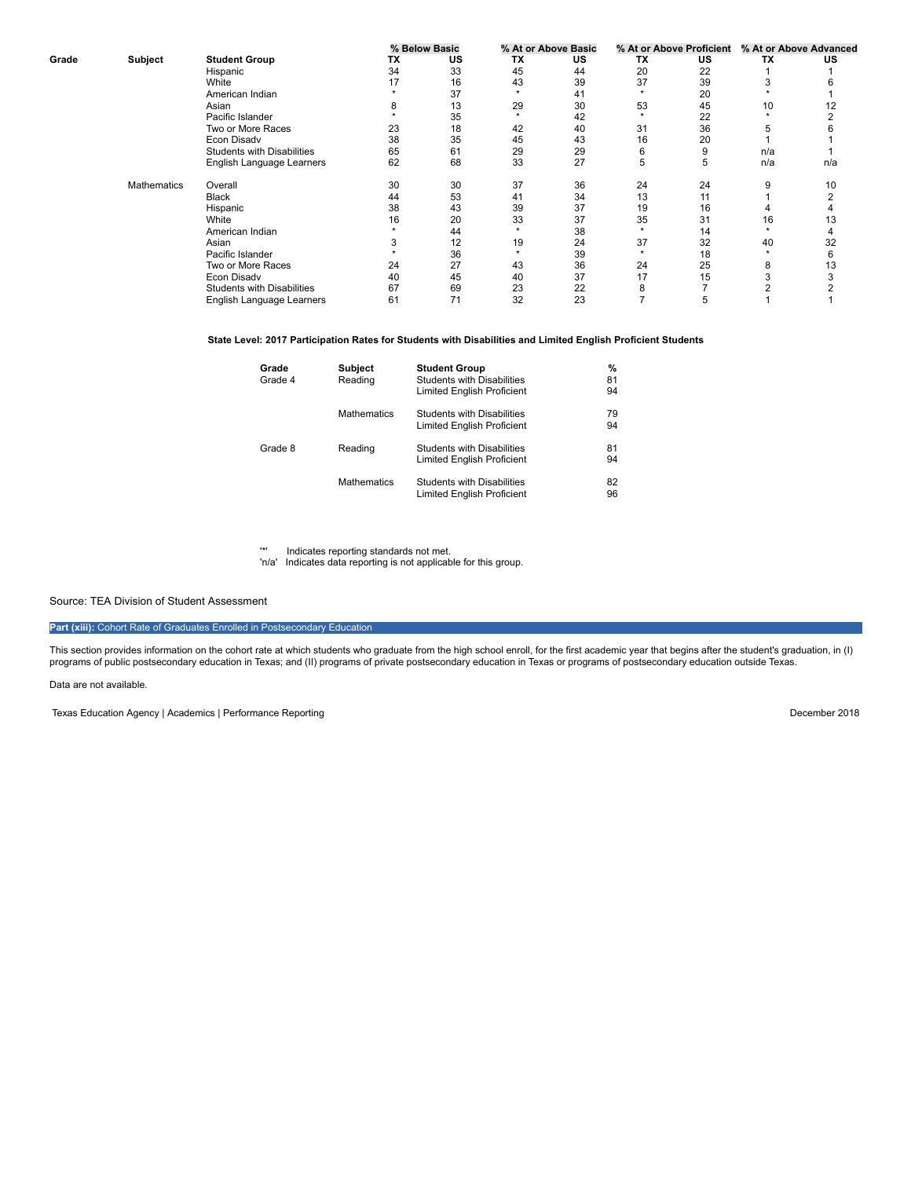| Grade | Subject | Student Group | % Below Basic | | % At or Above Basic | | % At or Above Proficient | | % At or Above Advanced | |
|---|---|---|---|---|---|---|---|---|---|---|
| | | | TX | US | TX | US | TX | US | TX | US |
| | | Hispanic | 34 | 33 | 45 | 44 | 20 | 22 | 1 | 1 |
| | | White | 17 | 16 | 43 | 39 | 37 | 39 | 3 | 6 |
| | | American Indian | * | 37 | * | 41 | * | 20 | * | 1 |
| | | Asian | 8 | 13 | 29 | 30 | 53 | 45 | 10 | 12 |
| | | Pacific Islander | * | 35 | * | 42 | * | 22 | * | 2 |
| | | Two or More Races | 23 | 18 | 42 | 40 | 31 | 36 | 5 | 6 |
| | | Econ Disadv | 38 | 35 | 45 | 43 | 16 | 20 | 1 | 1 |
| | | Students with Disabilities | 65 | 61 | 29 | 29 | 6 | 9 | n/a | 1 |
| | | English Language Learners | 62 | 68 | 33 | 27 | 5 | 5 | n/a | n/a |
| | Mathematics | Overall | 30 | 30 | 37 | 36 | 24 | 24 | 9 | 10 |
| | | Black | 44 | 53 | 41 | 34 | 13 | 11 | 1 | 2 |
| | | Hispanic | 38 | 43 | 39 | 37 | 19 | 16 | 4 | 4 |
| | | White | 16 | 20 | 33 | 37 | 35 | 31 | 16 | 13 |
| | | American Indian | * | 44 | * | 38 | * | 14 | * | 4 |
| | | Asian | 3 | 12 | 19 | 24 | 37 | 32 | 40 | 32 |
| | | Pacific Islander | * | 36 | * | 39 | * | 18 | * | 6 |
| | | Two or More Races | 24 | 27 | 43 | 36 | 24 | 25 | 8 | 13 |
| | | Econ Disadv | 40 | 45 | 40 | 37 | 17 | 15 | 3 | 3 |
| | | Students with Disabilities | 67 | 69 | 23 | 22 | 8 | 7 | 2 | 2 |
| | | English Language Learners | 61 | 71 | 32 | 23 | 7 | 5 | 1 | 1 |

**State Level: 2017 Participation Rates for Students with Disabilities and Limited English Proficient Students**

| Grade | Subject | Student Group | % |
|---|---|---|---|
| Grade 4 | Reading | Students with Disabilities | 81 |
| | | Limited English Proficient | 94 |
| | Mathematics | Students with Disabilities | 79 |
| | | Limited English Proficient | 94 |
| Grade 8 | Reading | Students with Disabilities | 81 |
| | | Limited English Proficient | 94 |
| | Mathematics | Students with Disabilities | 82 |
| | | Limited English Proficient | 96 |

'*' Indicates reporting standards not met.
'n/a' Indicates data reporting is not applicable for this group.

Source: TEA Division of Student Assessment

## **Part (xiii):** Cohort Rate of Graduates Enrolled in Postsecondary Education

This section provides information on the cohort rate at which students who graduate from the high school enroll, for the first academic year that begins after the student's graduation, in (I) programs of public postsecondary education in Texas; and (II) programs of private postsecondary education in Texas or programs of postsecondary education outside Texas.

Data are not available.